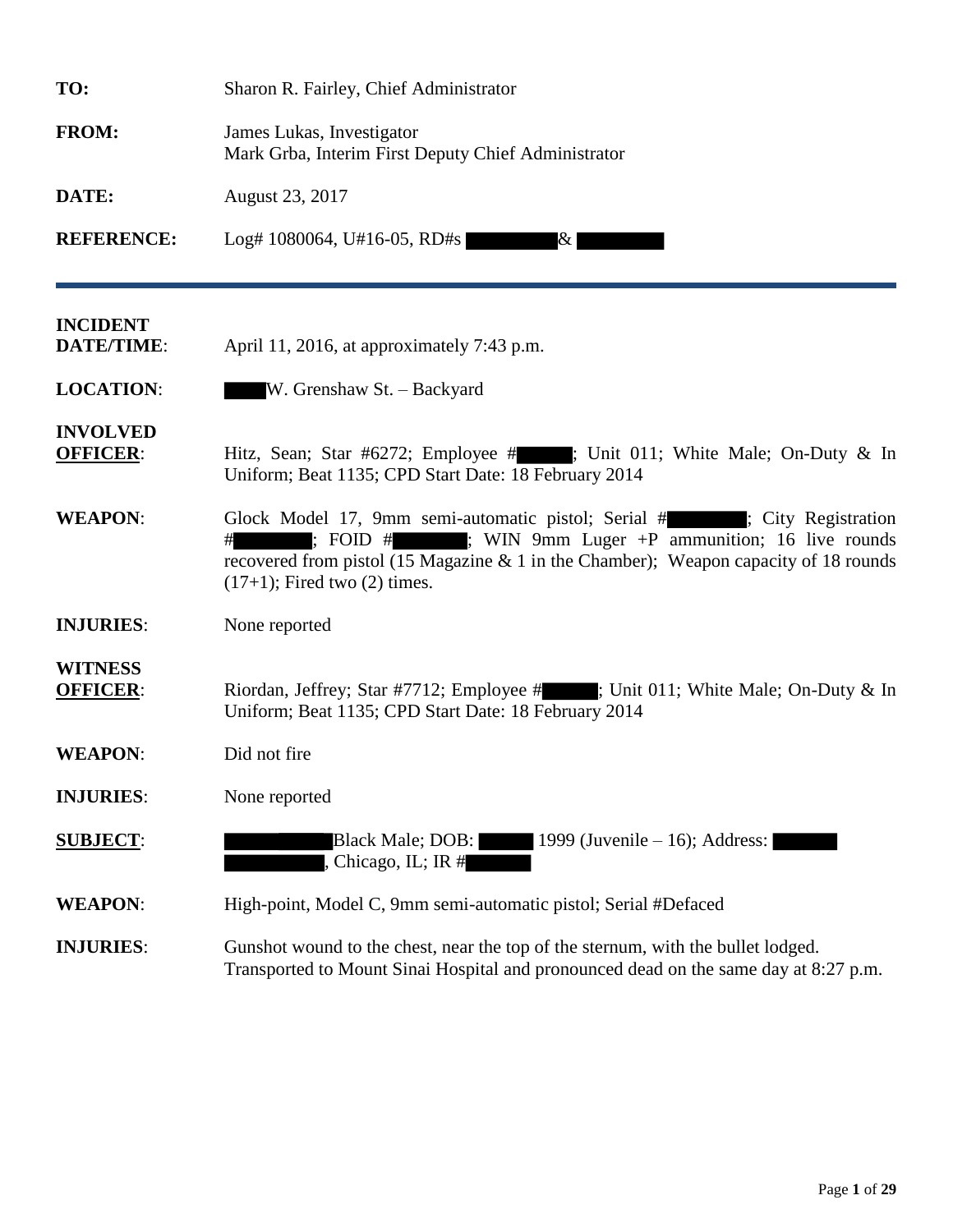**TO:** Sharon R. Fairley, Chief Administrator

**FROM:** James Lukas, Investigator
Mark Grba, Interim First Deputy Chief Administrator

**DATE:** August 23, 2017

**REFERENCE:** Log# 1080064, U#16-05, RD#s ██████ & ██████

---

**INCIDENT DATE/TIME**: April 11, 2016, at approximately 7:43 p.m.

**LOCATION**: ████ W. Grenshaw St. – Backyard

**INVOLVED OFFICER**: Hitz, Sean; Star #6272; Employee #█████; Unit 011; White Male; On-Duty & In Uniform; Beat 1135; CPD Start Date: 18 February 2014

**WEAPON**: Glock Model 17, 9mm semi-automatic pistol; Serial #██████; City Registration #██████; FOID #██████; WIN 9mm Luger +P ammunition; 16 live rounds recovered from pistol (15 Magazine & 1 in the Chamber); Weapon capacity of 18 rounds (17+1); Fired two (2) times.

**INJURIES**: None reported

**WITNESS OFFICER**: Riordan, Jeffrey; Star #7712; Employee #█████; Unit 011; White Male; On-Duty & In Uniform; Beat 1135; CPD Start Date: 18 February 2014

**WEAPON**: Did not fire

**INJURIES**: None reported

**SUBJECT**: ██████████ Black Male; DOB: █████ 1999 (Juvenile – 16); Address: ██████ ██████████, Chicago, IL; IR #██████

**WEAPON**: High-point, Model C, 9mm semi-automatic pistol; Serial #Defaced

**INJURIES**: Gunshot wound to the chest, near the top of the sternum, with the bullet lodged. Transported to Mount Sinai Hospital and pronounced dead on the same day at 8:27 p.m.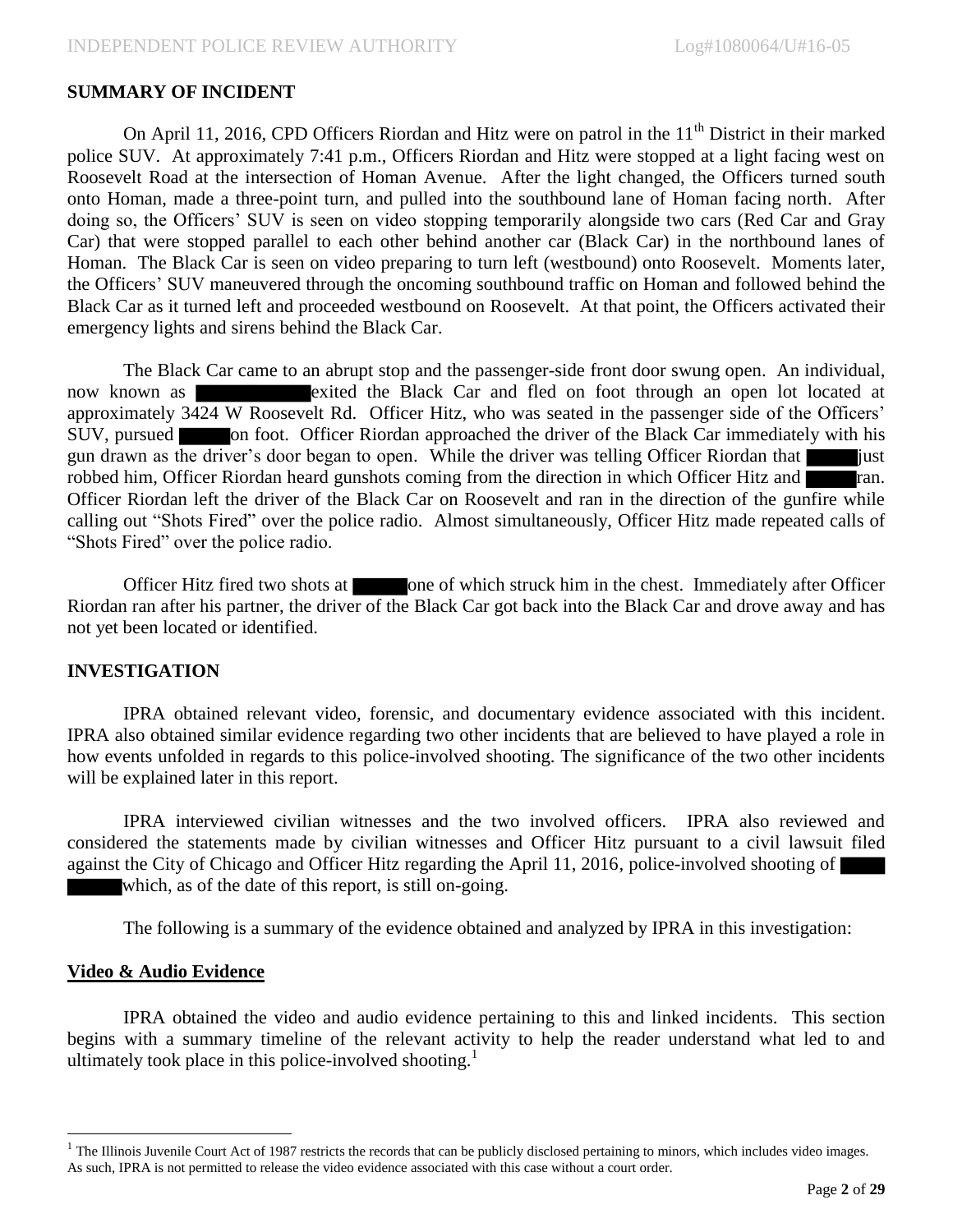## SUMMARY OF INCIDENT

On April 11, 2016, CPD Officers Riordan and Hitz were on patrol in the 11th District in their marked police SUV. At approximately 7:41 p.m., Officers Riordan and Hitz were stopped at a light facing west on Roosevelt Road at the intersection of Homan Avenue. After the light changed, the Officers turned south onto Homan, made a three-point turn, and pulled into the southbound lane of Homan facing north. After doing so, the Officers' SUV is seen on video stopping temporarily alongside two cars (Red Car and Gray Car) that were stopped parallel to each other behind another car (Black Car) in the northbound lanes of Homan. The Black Car is seen on video preparing to turn left (westbound) onto Roosevelt. Moments later, the Officers' SUV maneuvered through the oncoming southbound traffic on Homan and followed behind the Black Car as it turned left and proceeded westbound on Roosevelt. At that point, the Officers activated their emergency lights and sirens behind the Black Car.

The Black Car came to an abrupt stop and the passenger-side front door swung open. An individual, now known as ██████ exited the Black Car and fled on foot through an open lot located at approximately 3424 W Roosevelt Rd. Officer Hitz, who was seated in the passenger side of the Officers' SUV, pursued ███ on foot. Officer Riordan approached the driver of the Black Car immediately with his gun drawn as the driver's door began to open. While the driver was telling Officer Riordan that ███ just robbed him, Officer Riordan heard gunshots coming from the direction in which Officer Hitz and ███ ran. Officer Riordan left the driver of the Black Car on Roosevelt and ran in the direction of the gunfire while calling out "Shots Fired" over the police radio. Almost simultaneously, Officer Hitz made repeated calls of "Shots Fired" over the police radio.

Officer Hitz fired two shots at ███ one of which struck him in the chest. Immediately after Officer Riordan ran after his partner, the driver of the Black Car got back into the Black Car and drove away and has not yet been located or identified.

## INVESTIGATION

IPRA obtained relevant video, forensic, and documentary evidence associated with this incident. IPRA also obtained similar evidence regarding two other incidents that are believed to have played a role in how events unfolded in regards to this police-involved shooting. The significance of the two other incidents will be explained later in this report.

IPRA interviewed civilian witnesses and the two involved officers. IPRA also reviewed and considered the statements made by civilian witnesses and Officer Hitz pursuant to a civil lawsuit filed against the City of Chicago and Officer Hitz regarding the April 11, 2016, police-involved shooting of ███ ███ which, as of the date of this report, is still on-going.

The following is a summary of the evidence obtained and analyzed by IPRA in this investigation:

### Video & Audio Evidence

IPRA obtained the video and audio evidence pertaining to this and linked incidents. This section begins with a summary timeline of the relevant activity to help the reader understand what led to and ultimately took place in this police-involved shooting.[1]

[1] The Illinois Juvenile Court Act of 1987 restricts the records that can be publicly disclosed pertaining to minors, which includes video images. As such, IPRA is not permitted to release the video evidence associated with this case without a court order.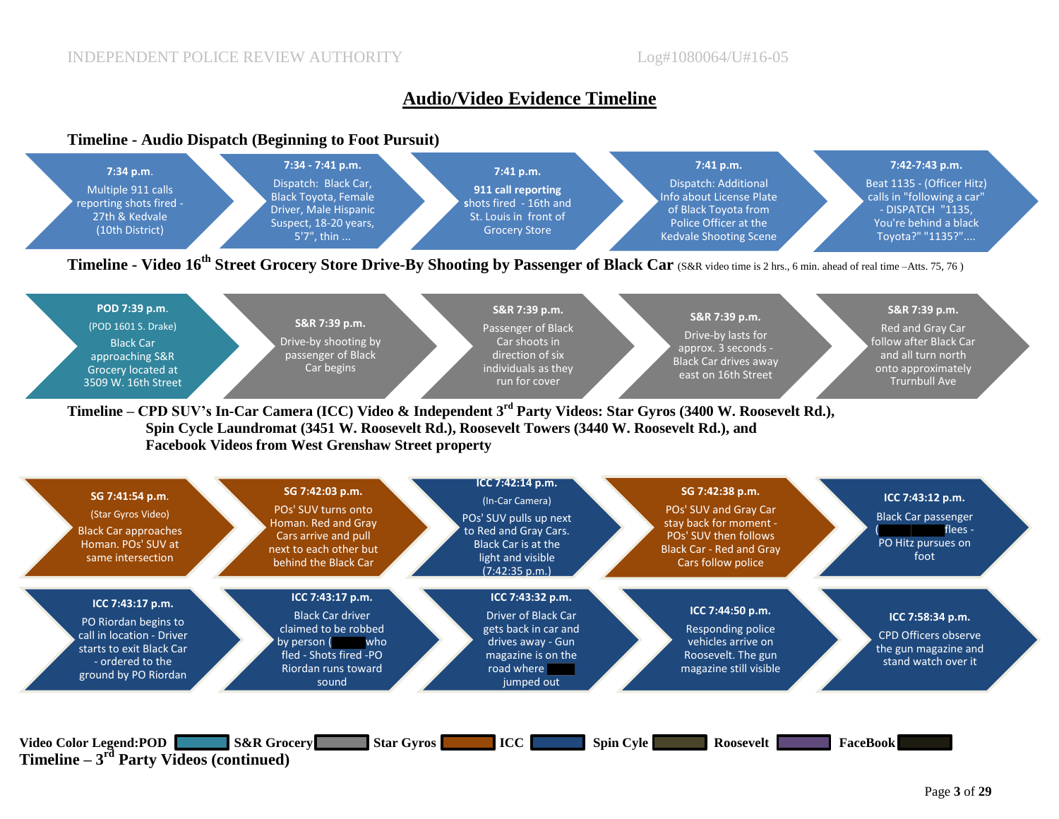# Audio/Video Evidence Timeline

## Timeline - Audio Dispatch (Beginning to Foot Pursuit)

- **7:34 p.m.** Multiple 911 calls reporting shots fired - 27th & Kedvale (10th District)
- **7:34 - 7:41 p.m.** Dispatch: Black Car, Black Toyota, Female Driver, Male Hispanic Suspect, 18-20 years, 5'7", thin ...
- **7:41 p.m.** 911 call reporting shots fired - 16th and St. Louis in front of Grocery Store
- **7:41 p.m.** Dispatch: Additional Info about License Plate of Black Toyota from Police Officer at the Kedvale Shooting Scene
- **7:42-7:43 p.m.** Beat 1135 - (Officer Hitz) calls in "following a car" - DISPATCH "1135, You're behind a black Toyota?" "1135?"....

## Timeline - Video 16th Street Grocery Store Drive-By Shooting by Passenger of Black Car (S&R video time is 2 hrs., 6 min. ahead of real time –Atts. 75, 76 )

- **POD 7:39 p.m.** (POD 1601 S. Drake) Black Car approaching S&R Grocery located at 3509 W. 16th Street
- **S&R 7:39 p.m.** Drive-by shooting by passenger of Black Car begins
- **S&R 7:39 p.m.** Passenger of Black Car shoots in direction of six individuals as they run for cover
- **S&R 7:39 p.m.** Drive-by lasts for approx. 3 seconds - Black Car drives away east on 16th Street
- **S&R 7:39 p.m.** Red and Gray Car follow after Black Car and all turn north onto approximately Trurnbull Ave

## Timeline – CPD SUV's In-Car Camera (ICC) Video & Independent 3rd Party Videos: Star Gyros (3400 W. Roosevelt Rd.), Spin Cycle Laundromat (3451 W. Roosevelt Rd.), Roosevelt Towers (3440 W. Roosevelt Rd.), and Facebook Videos from West Grenshaw Street property

- **SG 7:41:54 p.m.** (Star Gyros Video) Black Car approaches Homan. POs' SUV at same intersection
- **SG 7:42:03 p.m.** POs' SUV turns onto Homan. Red and Gray Cars arrive and pull next to each other but behind the Black Car
- **ICC 7:42:14 p.m.** (In-Car Camera) POs' SUV pulls up next to Red and Gray Cars. Black Car is at the light and visible (7:42:35 p.m.)
- **SG 7:42:38 p.m.** POs' SUV and Gray Car stay back for moment - POs' SUV then follows Black Car - Red and Gray Cars follow police
- **ICC 7:43:12 p.m.** Black Car passenger (██████) flees - PO Hitz pursues on foot
- **ICC 7:43:17 p.m.** PO Riordan begins to call in location - Driver starts to exit Black Car - ordered to the ground by PO Riordan
- **ICC 7:43:17 p.m.** Black Car driver claimed to be robbed by person (████) who fled - Shots fired -PO Riordan runs toward sound
- **ICC 7:43:32 p.m.** Driver of Black Car gets back in car and drives away - Gun magazine is on the road where ████ jumped out
- **ICC 7:44:50 p.m.** Responding police vehicles arrive on Roosevelt. The gun magazine still visible
- **ICC 7:58:34 p.m.** CPD Officers observe the gun magazine and stand watch over it

**Video Color Legend:** POD | S&R Grocery | Star Gyros | ICC | Spin Cyle | Roosevelt | FaceBook

## Timeline – 3rd Party Videos (continued)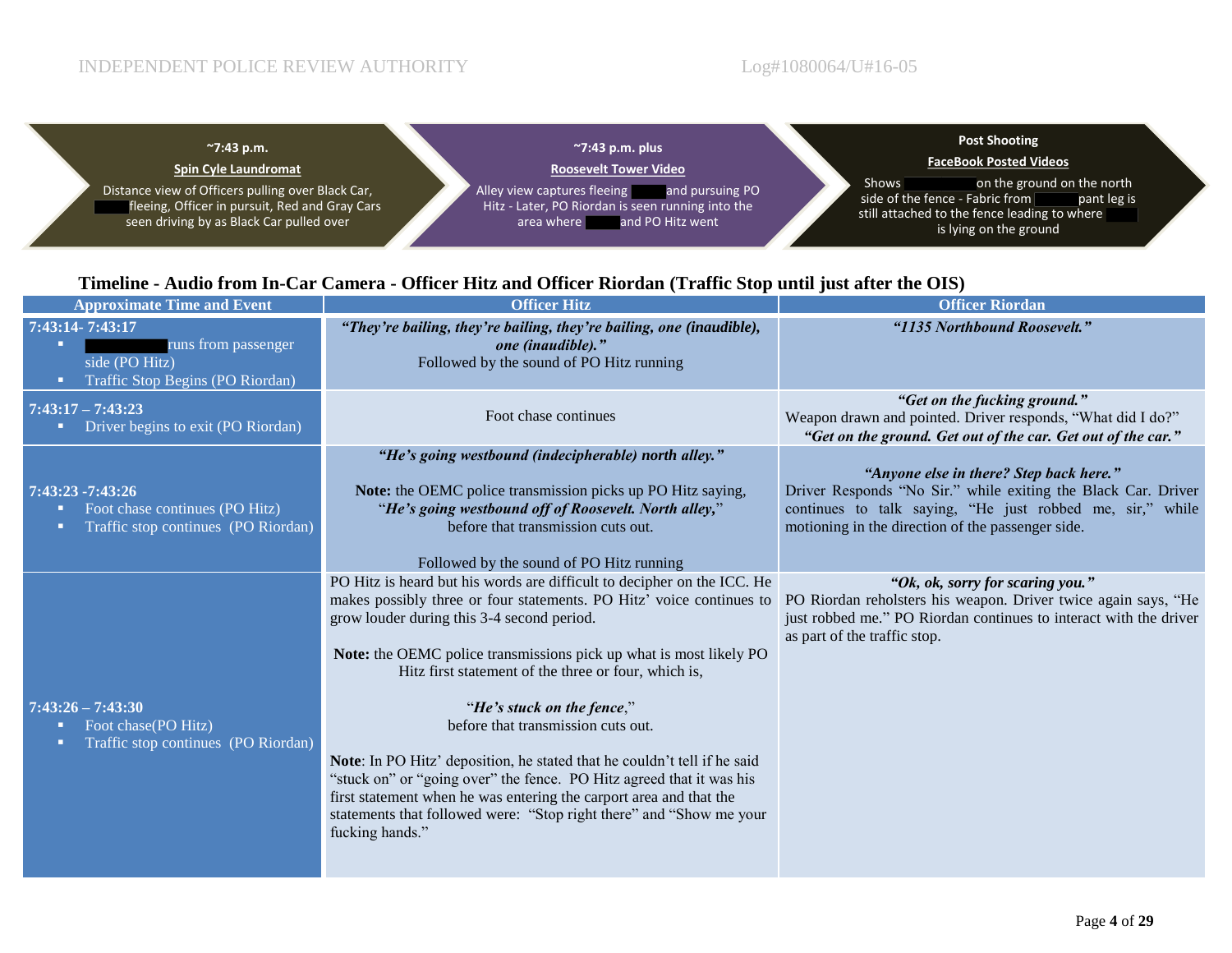| ~7:43 p.m. | ~7:43 p.m. plus | Post Shooting |
|---|---|---|
| **Spin Cyle Laundromat** | **Roosevelt Tower Video** | **FaceBook Posted Videos** |
| Distance view of Officers pulling over Black Car, ████ fleeing, Officer in pursuit, Red and Gray Cars seen driving by as Black Car pulled over | Alley view captures fleeing ████ and pursuing PO Hitz - Later, PO Riordan is seen running into the area where ████ and PO Hitz went | Shows ████ on the ground on the north side of the fence - Fabric from ████ pant leg is still attached to the fence leading to where ████ is lying on the ground |

## Timeline - Audio from In-Car Camera - Officer Hitz and Officer Riordan (Traffic Stop until just after the OIS)

| Approximate Time and Event | Officer Hitz | Officer Riordan |
|---|---|---|
| **7:43:14- 7:43:17**<br>▪ ████ runs from passenger side (PO Hitz)<br>▪ Traffic Stop Begins (PO Riordan) | ***"They're bailing, they're bailing, they're bailing, one (inaudible), one (inaudible)."***<br>Followed by the sound of PO Hitz running | ***"1135 Northbound Roosevelt."*** |
| **7:43:17 – 7:43:23**<br>▪ Driver begins to exit (PO Riordan) | Foot chase continues | ***"Get on the fucking ground."***<br>Weapon drawn and pointed. Driver responds, "What did I do?"<br>***"Get on the ground. Get out of the car. Get out of the car."*** |
| **7:43:23 -7:43:26**<br>▪ Foot chase continues (PO Hitz)<br>▪ Traffic stop continues (PO Riordan) | ***"He's going westbound (indecipherable) north alley."***<br><br>**Note:** the OEMC police transmission picks up PO Hitz saying, "***He's going westbound off of Roosevelt. North alley,***" before that transmission cuts out.<br><br>Followed by the sound of PO Hitz running | ***"Anyone else in there? Step back here."***<br>Driver Responds "No Sir." while exiting the Black Car. Driver continues to talk saying, "He just robbed me, sir," while motioning in the direction of the passenger side. |
| **7:43:26 – 7:43:30**<br>▪ Foot chase(PO Hitz)<br>▪ Traffic stop continues (PO Riordan) | PO Hitz is heard but his words are difficult to decipher on the ICC. He makes possibly three or four statements. PO Hitz' voice continues to grow louder during this 3-4 second period.<br><br>**Note:** the OEMC police transmissions pick up what is most likely PO Hitz first statement of the three or four, which is,<br><br>"***He's stuck on the fence***,"<br>before that transmission cuts out.<br><br>**Note**: In PO Hitz' deposition, he stated that he couldn't tell if he said "stuck on" or "going over" the fence. PO Hitz agreed that it was his first statement when he was entering the carport area and that the statements that followed were: "Stop right there" and "Show me your fucking hands." | ***"Ok, ok, sorry for scaring you."***<br>PO Riordan reholsters his weapon. Driver twice again says, "He just robbed me." PO Riordan continues to interact with the driver as part of the traffic stop. |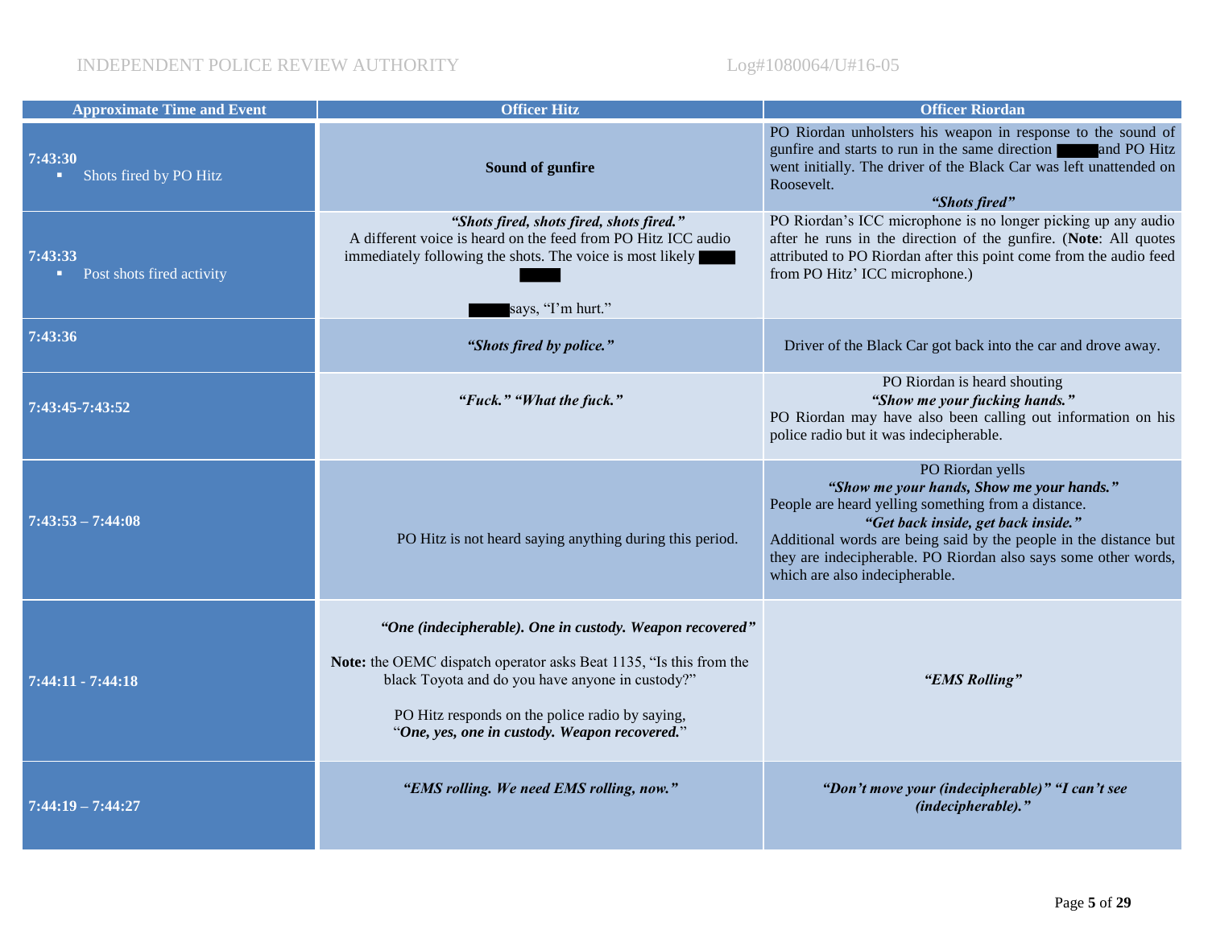| Approximate Time and Event | Officer Hitz | Officer Riordan |
|---|---|---|
| **7:43:30**<br>▪ Shots fired by PO Hitz | **Sound of gunfire** | PO Riordan unholsters his weapon in response to the sound of gunfire and starts to run in the same direction ████ and PO Hitz went initially. The driver of the Black Car was left unattended on Roosevelt.<br>***"Shots fired"*** |
| **7:43:33**<br>▪ Post shots fired activity | ***"Shots fired, shots fired, shots fired."***<br>A different voice is heard on the feed from PO Hitz ICC audio immediately following the shots. The voice is most likely ████ ████<br>████ says, "I'm hurt." | PO Riordan's ICC microphone is no longer picking up any audio after he runs in the direction of the gunfire. (**Note**: All quotes attributed to PO Riordan after this point come from the audio feed from PO Hitz' ICC microphone.) |
| **7:43:36** | ***"Shots fired by police."*** | Driver of the Black Car got back into the car and drove away. |
| **7:43:45-7:43:52** | ***"Fuck." "What the fuck."*** | PO Riordan is heard shouting<br>***"Show me your fucking hands."***<br>PO Riordan may have also been calling out information on his police radio but it was indecipherable. |
| **7:43:53 – 7:44:08** | PO Hitz is not heard saying anything during this period. | PO Riordan yells<br>***"Show me your hands, Show me your hands."***<br>People are heard yelling something from a distance.<br>***"Get back inside, get back inside."***<br>Additional words are being said by the people in the distance but they are indecipherable. PO Riordan also says some other words, which are also indecipherable. |
| **7:44:11 - 7:44:18** | ***"One (indecipherable). One in custody. Weapon recovered"***<br><br>**Note:** the OEMC dispatch operator asks Beat 1135, "Is this from the black Toyota and do you have anyone in custody?"<br><br>PO Hitz responds on the police radio by saying, "***One, yes, one in custody. Weapon recovered.***" | ***"EMS Rolling"*** |
| **7:44:19 – 7:44:27** | ***"EMS rolling. We need EMS rolling, now."*** | ***"Don't move your (indecipherable)" "I can't see (indecipherable)."*** |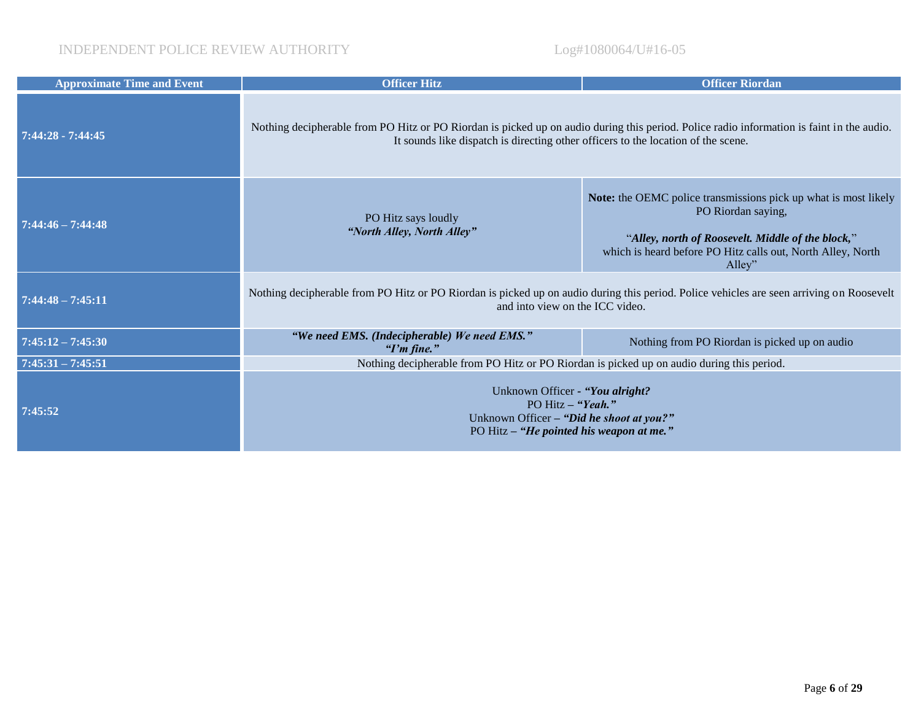| Approximate Time and Event | Officer Hitz | Officer Riordan |
|---|---|---|
| **7:44:28 - 7:44:45** | Nothing decipherable from PO Hitz or PO Riordan is picked up on audio during this period. Police radio information is faint in the audio. It sounds like dispatch is directing other officers to the location of the scene. | |
| **7:44:46 – 7:44:48** | PO Hitz says loudly ***"North Alley, North Alley"*** | **Note:** the OEMC police transmissions pick up what is most likely PO Riordan saying, "***Alley, north of Roosevelt. Middle of the block,***" which is heard before PO Hitz calls out, North Alley, North Alley" |
| **7:44:48 – 7:45:11** | Nothing decipherable from PO Hitz or PO Riordan is picked up on audio during this period. Police vehicles are seen arriving on Roosevelt and into view on the ICC video. | |
| **7:45:12 – 7:45:30** | ***"We need EMS. (Indecipherable) We need EMS." "I'm fine."*** | Nothing from PO Riordan is picked up on audio |
| **7:45:31 – 7:45:51** | Nothing decipherable from PO Hitz or PO Riordan is picked up on audio during this period. | |
| **7:45:52** | Unknown Officer - ***"You alright?"*** PO Hitz – ***"Yeah."*** Unknown Officer – ***"Did he shoot at you?"*** PO Hitz – ***"He pointed his weapon at me."*** | |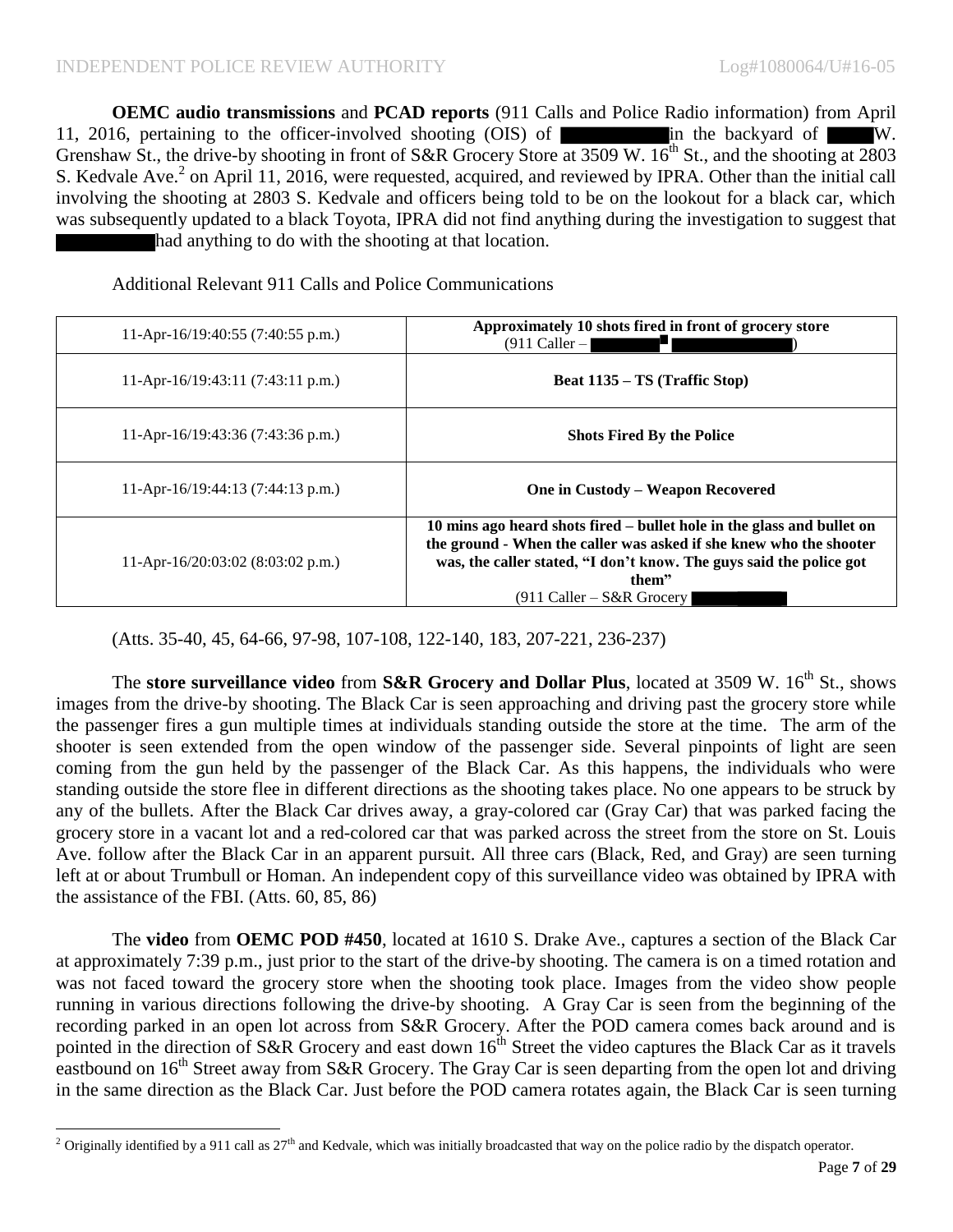**OEMC audio transmissions** and **PCAD reports** (911 Calls and Police Radio information) from April 11, 2016, pertaining to the officer-involved shooting (OIS) of [REDACTED] in the backyard of [REDACTED] W. Grenshaw St., the drive-by shooting in front of S&R Grocery Store at 3509 W. 16th St., and the shooting at 2803 S. Kedvale Ave.[2] on April 11, 2016, were requested, acquired, and reviewed by IPRA. Other than the initial call involving the shooting at 2803 S. Kedvale and officers being told to be on the lookout for a black car, which was subsequently updated to a black Toyota, IPRA did not find anything during the investigation to suggest that [REDACTED] had anything to do with the shooting at that location.

Additional Relevant 911 Calls and Police Communications

| | |
|---|---|
| 11-Apr-16/19:40:55 (7:40:55 p.m.) | **Approximately 10 shots fired in front of grocery store** (911 Caller – [REDACTED] [REDACTED]) |
| 11-Apr-16/19:43:11 (7:43:11 p.m.) | **Beat 1135 – TS (Traffic Stop)** |
| 11-Apr-16/19:43:36 (7:43:36 p.m.) | **Shots Fired By the Police** |
| 11-Apr-16/19:44:13 (7:44:13 p.m.) | **One in Custody – Weapon Recovered** |
| 11-Apr-16/20:03:02 (8:03:02 p.m.) | **10 mins ago heard shots fired – bullet hole in the glass and bullet on the ground - When the caller was asked if she knew who the shooter was, the caller stated, "I don't know. The guys said the police got them"** (911 Caller – S&R Grocery [REDACTED]) |

(Atts. 35-40, 45, 64-66, 97-98, 107-108, 122-140, 183, 207-221, 236-237)

The **store surveillance video** from **S&R Grocery and Dollar Plus**, located at 3509 W. 16th St., shows images from the drive-by shooting. The Black Car is seen approaching and driving past the grocery store while the passenger fires a gun multiple times at individuals standing outside the store at the time. The arm of the shooter is seen extended from the open window of the passenger side. Several pinpoints of light are seen coming from the gun held by the passenger of the Black Car. As this happens, the individuals who were standing outside the store flee in different directions as the shooting takes place. No one appears to be struck by any of the bullets. After the Black Car drives away, a gray-colored car (Gray Car) that was parked facing the grocery store in a vacant lot and a red-colored car that was parked across the street from the store on St. Louis Ave. follow after the Black Car in an apparent pursuit. All three cars (Black, Red, and Gray) are seen turning left at or about Trumbull or Homan. An independent copy of this surveillance video was obtained by IPRA with the assistance of the FBI. (Atts. 60, 85, 86)

The **video** from **OEMC POD #450**, located at 1610 S. Drake Ave., captures a section of the Black Car at approximately 7:39 p.m., just prior to the start of the drive-by shooting. The camera is on a timed rotation and was not faced toward the grocery store when the shooting took place. Images from the video show people running in various directions following the drive-by shooting. A Gray Car is seen from the beginning of the recording parked in an open lot across from S&R Grocery. After the POD camera comes back around and is pointed in the direction of S&R Grocery and east down 16th Street the video captures the Black Car as it travels eastbound on 16th Street away from S&R Grocery. The Gray Car is seen departing from the open lot and driving in the same direction as the Black Car. Just before the POD camera rotates again, the Black Car is seen turning

---

[2] Originally identified by a 911 call as 27th and Kedvale, which was initially broadcasted that way on the police radio by the dispatch operator.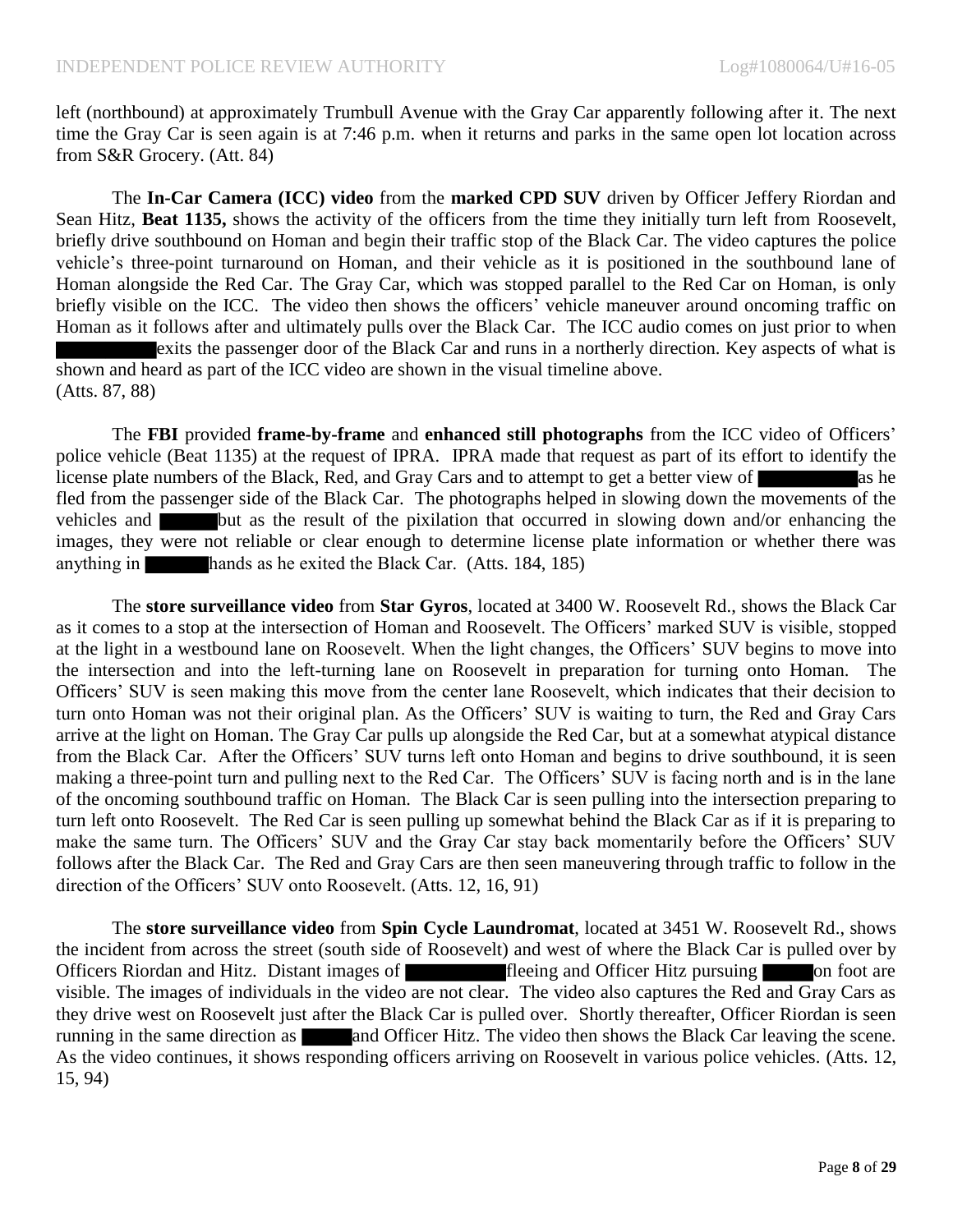left (northbound) at approximately Trumbull Avenue with the Gray Car apparently following after it. The next time the Gray Car is seen again is at 7:46 p.m. when it returns and parks in the same open lot location across from S&R Grocery. (Att. 84)

The **In-Car Camera (ICC) video** from the **marked CPD SUV** driven by Officer Jeffery Riordan and Sean Hitz, **Beat 1135,** shows the activity of the officers from the time they initially turn left from Roosevelt, briefly drive southbound on Homan and begin their traffic stop of the Black Car. The video captures the police vehicle's three-point turnaround on Homan, and their vehicle as it is positioned in the southbound lane of Homan alongside the Red Car. The Gray Car, which was stopped parallel to the Red Car on Homan, is only briefly visible on the ICC. The video then shows the officers' vehicle maneuver around oncoming traffic on Homan as it follows after and ultimately pulls over the Black Car. The ICC audio comes on just prior to when ██████████ exits the passenger door of the Black Car and runs in a northerly direction. Key aspects of what is shown and heard as part of the ICC video are shown in the visual timeline above. (Atts. 87, 88)

The **FBI** provided **frame-by-frame** and **enhanced still photographs** from the ICC video of Officers' police vehicle (Beat 1135) at the request of IPRA. IPRA made that request as part of its effort to identify the license plate numbers of the Black, Red, and Gray Cars and to attempt to get a better view of ██████████ as he fled from the passenger side of the Black Car. The photographs helped in slowing down the movements of the vehicles and ██████ but as the result of the pixilation that occurred in slowing down and/or enhancing the images, they were not reliable or clear enough to determine license plate information or whether there was anything in ██████ hands as he exited the Black Car. (Atts. 184, 185)

The **store surveillance video** from **Star Gyros**, located at 3400 W. Roosevelt Rd., shows the Black Car as it comes to a stop at the intersection of Homan and Roosevelt. The Officers' marked SUV is visible, stopped at the light in a westbound lane on Roosevelt. When the light changes, the Officers' SUV begins to move into the intersection and into the left-turning lane on Roosevelt in preparation for turning onto Homan. The Officers' SUV is seen making this move from the center lane Roosevelt, which indicates that their decision to turn onto Homan was not their original plan. As the Officers' SUV is waiting to turn, the Red and Gray Cars arrive at the light on Homan. The Gray Car pulls up alongside the Red Car, but at a somewhat atypical distance from the Black Car. After the Officers' SUV turns left onto Homan and begins to drive southbound, it is seen making a three-point turn and pulling next to the Red Car. The Officers' SUV is facing north and is in the lane of the oncoming southbound traffic on Homan. The Black Car is seen pulling into the intersection preparing to turn left onto Roosevelt. The Red Car is seen pulling up somewhat behind the Black Car as if it is preparing to make the same turn. The Officers' SUV and the Gray Car stay back momentarily before the Officers' SUV follows after the Black Car. The Red and Gray Cars are then seen maneuvering through traffic to follow in the direction of the Officers' SUV onto Roosevelt. (Atts. 12, 16, 91)

The **store surveillance video** from **Spin Cycle Laundromat**, located at 3451 W. Roosevelt Rd., shows the incident from across the street (south side of Roosevelt) and west of where the Black Car is pulled over by Officers Riordan and Hitz. Distant images of ██████████ fleeing and Officer Hitz pursuing ██████ on foot are visible. The images of individuals in the video are not clear. The video also captures the Red and Gray Cars as they drive west on Roosevelt just after the Black Car is pulled over. Shortly thereafter, Officer Riordan is seen running in the same direction as █████ and Officer Hitz. The video then shows the Black Car leaving the scene. As the video continues, it shows responding officers arriving on Roosevelt in various police vehicles. (Atts. 12, 15, 94)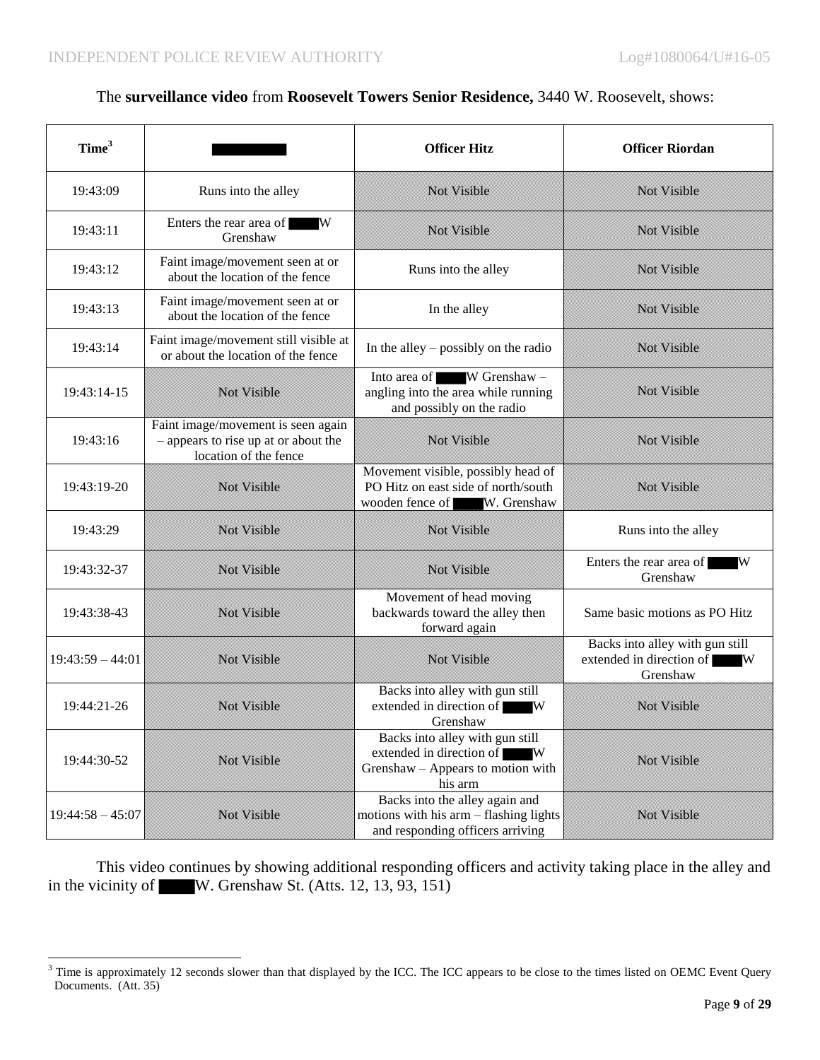The **surveillance video** from **Roosevelt Towers Senior Residence,** 3440 W. Roosevelt, shows:

| Time[3] | ██████ | Officer Hitz | Officer Riordan |
|---|---|---|---|
| 19:43:09 | Runs into the alley | Not Visible | Not Visible |
| 19:43:11 | Enters the rear area of ████ W Grenshaw | Not Visible | Not Visible |
| 19:43:12 | Faint image/movement seen at or about the location of the fence | Runs into the alley | Not Visible |
| 19:43:13 | Faint image/movement seen at or about the location of the fence | In the alley | Not Visible |
| 19:43:14 | Faint image/movement still visible at or about the location of the fence | In the alley – possibly on the radio | Not Visible |
| 19:43:14-15 | Not Visible | Into area of ████ W Grenshaw – angling into the area while running and possibly on the radio | Not Visible |
| 19:43:16 | Faint image/movement is seen again – appears to rise up at or about the location of the fence | Not Visible | Not Visible |
| 19:43:19-20 | Not Visible | Movement visible, possibly head of PO Hitz on east side of north/south wooden fence of ████ W. Grenshaw | Not Visible |
| 19:43:29 | Not Visible | Not Visible | Runs into the alley |
| 19:43:32-37 | Not Visible | Not Visible | Enters the rear area of ████ W Grenshaw |
| 19:43:38-43 | Not Visible | Movement of head moving backwards toward the alley then forward again | Same basic motions as PO Hitz |
| 19:43:59 – 44:01 | Not Visible | Not Visible | Backs into alley with gun still extended in direction of ████ W Grenshaw |
| 19:44:21-26 | Not Visible | Backs into alley with gun still extended in direction of ████ W Grenshaw | Not Visible |
| 19:44:30-52 | Not Visible | Backs into alley with gun still extended in direction of ████ W Grenshaw – Appears to motion with his arm | Not Visible |
| 19:44:58 – 45:07 | Not Visible | Backs into the alley again and motions with his arm – flashing lights and responding officers arriving | Not Visible |

This video continues by showing additional responding officers and activity taking place in the alley and in the vicinity of ████ W. Grenshaw St. (Atts. 12, 13, 93, 151)

[3] Time is approximately 12 seconds slower than that displayed by the ICC. The ICC appears to be close to the times listed on OEMC Event Query Documents. (Att. 35)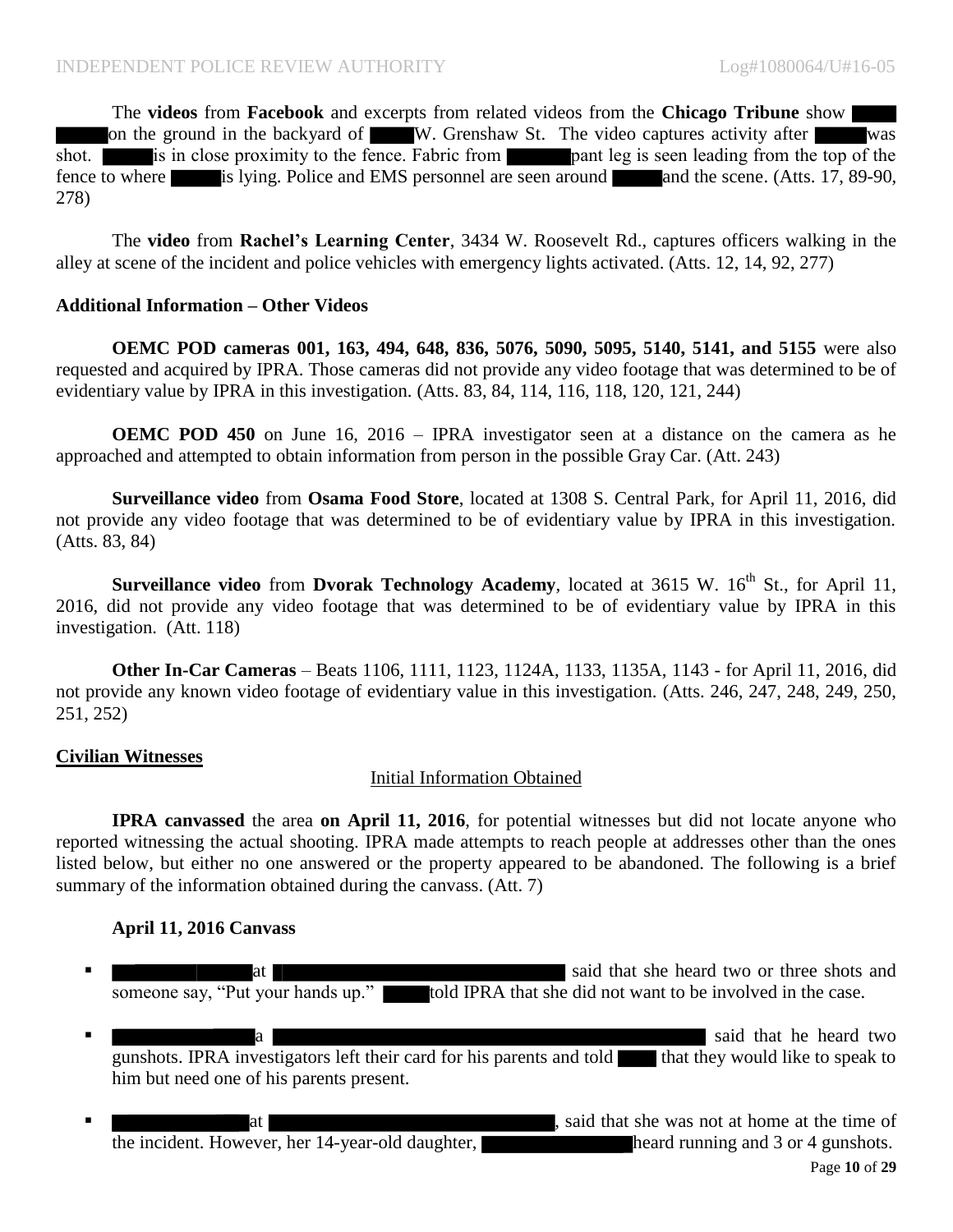The **videos** from **Facebook** and excerpts from related videos from the **Chicago Tribune** show ██████ on the ground in the backyard of ████ W. Grenshaw St. The video captures activity after █████ was shot. █████ is in close proximity to the fence. Fabric from ██████ pant leg is seen leading from the top of the fence to where █████ is lying. Police and EMS personnel are seen around █████ and the scene. (Atts. 17, 89-90, 278)

The **video** from **Rachel's Learning Center**, 3434 W. Roosevelt Rd., captures officers walking in the alley at scene of the incident and police vehicles with emergency lights activated. (Atts. 12, 14, 92, 277)

**Additional Information – Other Videos**

**OEMC POD cameras 001, 163, 494, 648, 836, 5076, 5090, 5095, 5140, 5141, and 5155** were also requested and acquired by IPRA. Those cameras did not provide any video footage that was determined to be of evidentiary value by IPRA in this investigation. (Atts. 83, 84, 114, 116, 118, 120, 121, 244)

**OEMC POD 450** on June 16, 2016 – IPRA investigator seen at a distance on the camera as he approached and attempted to obtain information from person in the possible Gray Car. (Att. 243)

**Surveillance video** from **Osama Food Store**, located at 1308 S. Central Park, for April 11, 2016, did not provide any video footage that was determined to be of evidentiary value by IPRA in this investigation. (Atts. 83, 84)

**Surveillance video** from **Dvorak Technology Academy**, located at 3615 W. 16th St., for April 11, 2016, did not provide any video footage that was determined to be of evidentiary value by IPRA in this investigation. (Att. 118)

**Other In-Car Cameras** – Beats 1106, 1111, 1123, 1124A, 1133, 1135A, 1143 - for April 11, 2016, did not provide any known video footage of evidentiary value in this investigation. (Atts. 246, 247, 248, 249, 250, 251, 252)

## Civilian Witnesses

### Initial Information Obtained

**IPRA canvassed** the area **on April 11, 2016**, for potential witnesses but did not locate anyone who reported witnessing the actual shooting. IPRA made attempts to reach people at addresses other than the ones listed below, but either no one answered or the property appeared to be abandoned. The following is a brief summary of the information obtained during the canvass. (Att. 7)

**April 11, 2016 Canvass**

- ████████████ at ██████████████████████████ said that she heard two or three shots and someone say, "Put your hands up." █████ told IPRA that she did not want to be involved in the case.
- ████████████ a ████████████████████████████████████████ said that he heard two gunshots. IPRA investigators left their card for his parents and told ████ that they would like to speak to him but need one of his parents present.
- ████████████ at ██████████████████████████, said that she was not at home at the time of the incident. However, her 14-year-old daughter, ████████████ heard running and 3 or 4 gunshots.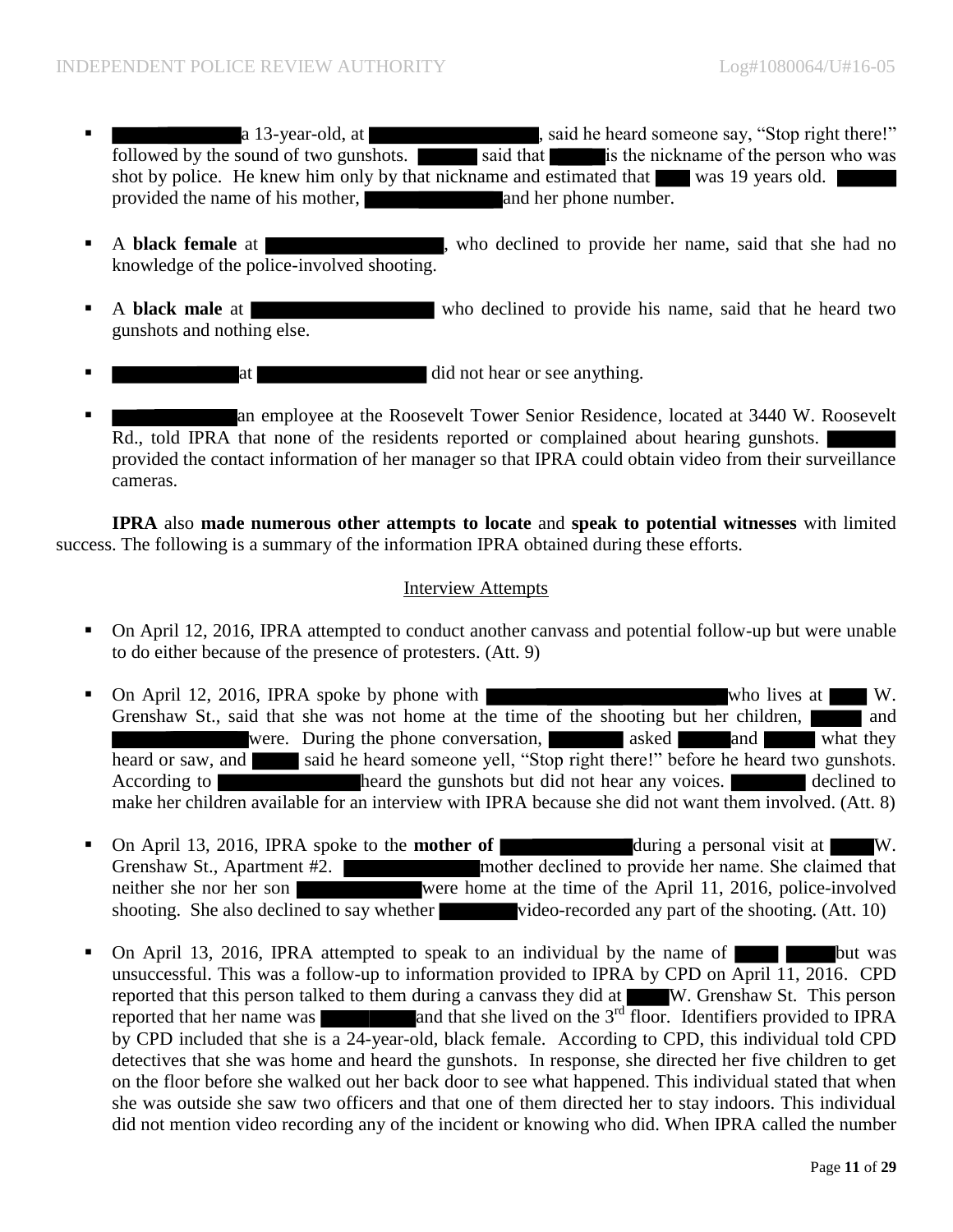- a 13-year-old, at , said he heard someone say, "Stop right there!" followed by the sound of two gunshots. said that is the nickname of the person who was shot by police. He knew him only by that nickname and estimated that was 19 years old. provided the name of his mother, and her phone number.

- A **black female** at , who declined to provide her name, said that she had no knowledge of the police-involved shooting.

- A **black male** at who declined to provide his name, said that he heard two gunshots and nothing else.

- at did not hear or see anything.

- an employee at the Roosevelt Tower Senior Residence, located at 3440 W. Roosevelt Rd., told IPRA that none of the residents reported or complained about hearing gunshots. provided the contact information of her manager so that IPRA could obtain video from their surveillance cameras.

**IPRA** also **made numerous other attempts to locate** and **speak to potential witnesses** with limited success. The following is a summary of the information IPRA obtained during these efforts.

Interview Attempts

- On April 12, 2016, IPRA attempted to conduct another canvass and potential follow-up but were unable to do either because of the presence of protesters. (Att. 9)

- On April 12, 2016, IPRA spoke by phone with who lives at W. Grenshaw St., said that she was not home at the time of the shooting but her children, and were. During the phone conversation, asked and what they heard or saw, and said he heard someone yell, "Stop right there!" before he heard two gunshots. According to heard the gunshots but did not hear any voices. declined to make her children available for an interview with IPRA because she did not want them involved. (Att. 8)

- On April 13, 2016, IPRA spoke to the **mother of** during a personal visit at W. Grenshaw St., Apartment #2. mother declined to provide her name. She claimed that neither she nor her son were home at the time of the April 11, 2016, police-involved shooting. She also declined to say whether video-recorded any part of the shooting. (Att. 10)

- On April 13, 2016, IPRA attempted to speak to an individual by the name of but was unsuccessful. This was a follow-up to information provided to IPRA by CPD on April 11, 2016. CPD reported that this person talked to them during a canvass they did at W. Grenshaw St. This person reported that her name was and that she lived on the 3rd floor. Identifiers provided to IPRA by CPD included that she is a 24-year-old, black female. According to CPD, this individual told CPD detectives that she was home and heard the gunshots. In response, she directed her five children to get on the floor before she walked out her back door to see what happened. This individual stated that when she was outside she saw two officers and that one of them directed her to stay indoors. This individual did not mention video recording any of the incident or knowing who did. When IPRA called the number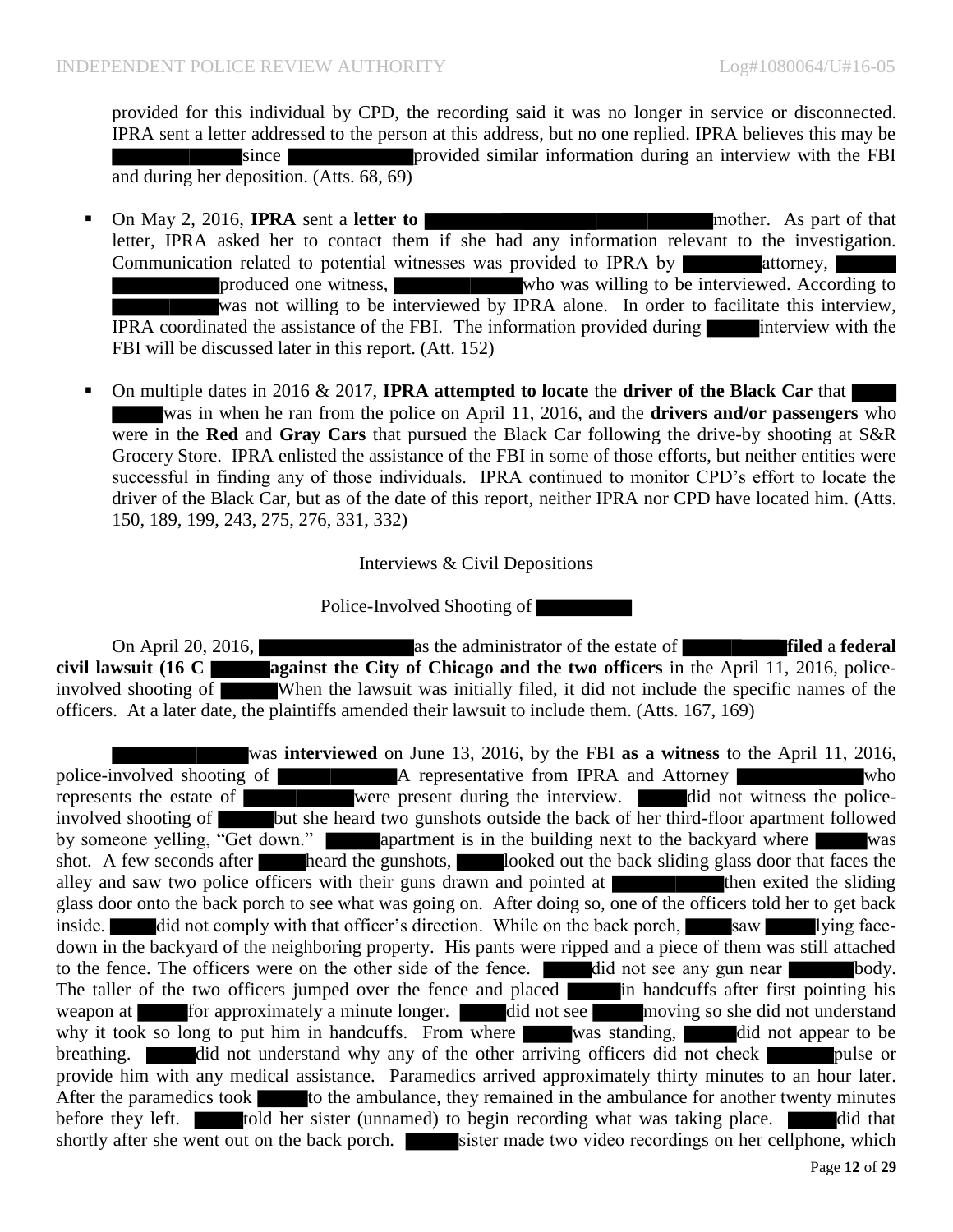provided for this individual by CPD, the recording said it was no longer in service or disconnected. IPRA sent a letter addressed to the person at this address, but no one replied. IPRA believes this may be since provided similar information during an interview with the FBI and during her deposition. (Atts. 68, 69)

- On May 2, 2016, **IPRA** sent a **letter to** mother. As part of that letter, IPRA asked her to contact them if she had any information relevant to the investigation. Communication related to potential witnesses was provided to IPRA by attorney, produced one witness, who was willing to be interviewed. According to was not willing to be interviewed by IPRA alone. In order to facilitate this interview, IPRA coordinated the assistance of the FBI. The information provided during interview with the FBI will be discussed later in this report. (Att. 152)

- On multiple dates in 2016 & 2017, **IPRA attempted to locate** the **driver of the Black Car** that was in when he ran from the police on April 11, 2016, and the **drivers and/or passengers** who were in the **Red** and **Gray Cars** that pursued the Black Car following the drive-by shooting at S&R Grocery Store. IPRA enlisted the assistance of the FBI in some of those efforts, but neither entities were successful in finding any of those individuals. IPRA continued to monitor CPD's effort to locate the driver of the Black Car, but as of the date of this report, neither IPRA nor CPD have located him. (Atts. 150, 189, 199, 243, 275, 276, 331, 332)

<u>Interviews & Civil Depositions</u>

Police-Involved Shooting of

On April 20, 2016, as the administrator of the estate of **filed** a **federal civil lawsuit (16 C against the City of Chicago and the two officers** in the April 11, 2016, police-involved shooting of When the lawsuit was initially filed, it did not include the specific names of the officers. At a later date, the plaintiffs amended their lawsuit to include them. (Atts. 167, 169)

was **interviewed** on June 13, 2016, by the FBI **as a witness** to the April 11, 2016, police-involved shooting of A representative from IPRA and Attorney who represents the estate of were present during the interview. did not witness the police-involved shooting of but she heard two gunshots outside the back of her third-floor apartment followed by someone yelling, "Get down." apartment is in the building next to the backyard where was shot. A few seconds after heard the gunshots, looked out the back sliding glass door that faces the alley and saw two police officers with their guns drawn and pointed at then exited the sliding glass door onto the back porch to see what was going on. After doing so, one of the officers told her to get back inside. did not comply with that officer's direction. While on the back porch, saw lying face-down in the backyard of the neighboring property. His pants were ripped and a piece of them was still attached to the fence. The officers were on the other side of the fence. did not see any gun near body. The taller of the two officers jumped over the fence and placed in handcuffs after first pointing his weapon at for approximately a minute longer. did not see moving so she did not understand why it took so long to put him in handcuffs. From where was standing, did not appear to be breathing. did not understand why any of the other arriving officers did not check pulse or provide him with any medical assistance. Paramedics arrived approximately thirty minutes to an hour later. After the paramedics took to the ambulance, they remained in the ambulance for another twenty minutes before they left. told her sister (unnamed) to begin recording what was taking place. did that shortly after she went out on the back porch. sister made two video recordings on her cellphone, which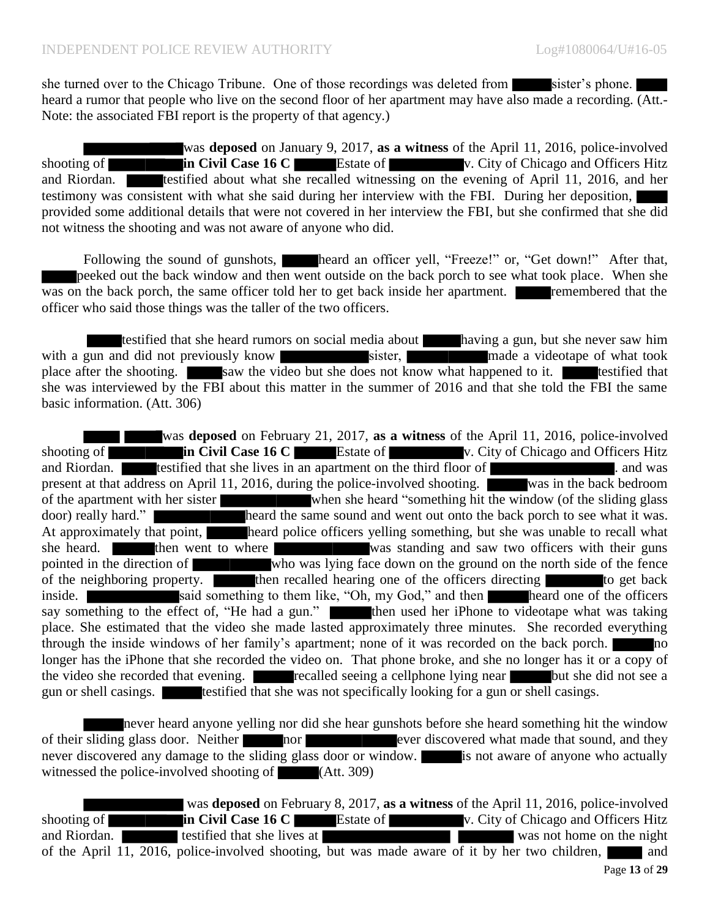she turned over to the Chicago Tribune. One of those recordings was deleted from ████ sister's phone. ████ heard a rumor that people who live on the second floor of her apartment may have also made a recording. (Att.- Note: the associated FBI report is the property of that agency.)

████████ was **deposed** on January 9, 2017, **as a witness** of the April 11, 2016, police-involved shooting of ████████ **in Civil Case 16 C** ████ Estate of ████████ v. City of Chicago and Officers Hitz and Riordan. ████ testified about what she recalled witnessing on the evening of April 11, 2016, and her testimony was consistent with what she said during her interview with the FBI. During her deposition, ████ provided some additional details that were not covered in her interview the FBI, but she confirmed that she did not witness the shooting and was not aware of anyone who did.

Following the sound of gunshots, ████ heard an officer yell, "Freeze!" or, "Get down!" After that, ████ peeked out the back window and then went outside on the back porch to see what took place. When she was on the back porch, the same officer told her to get back inside her apartment. ████ remembered that the officer who said those things was the taller of the two officers.

████ testified that she heard rumors on social media about ████ having a gun, but she never saw him with a gun and did not previously know ████████ sister, ████████ made a videotape of what took place after the shooting. ████ saw the video but she does not know what happened to it. ████ testified that she was interviewed by the FBI about this matter in the summer of 2016 and that she told the FBI the same basic information. (Att. 306)

████ ████ was **deposed** on February 21, 2017, **as a witness** of the April 11, 2016, police-involved shooting of ████████ **in Civil Case 16 C** ████ Estate of ████████ v. City of Chicago and Officers Hitz and Riordan. ████ testified that she lives in an apartment on the third floor of ████████. and was present at that address on April 11, 2016, during the police-involved shooting. ████ was in the back bedroom of the apartment with her sister ████████ when she heard "something hit the window (of the sliding glass door) really hard." ████████ heard the same sound and went out onto the back porch to see what it was. At approximately that point, ████ heard police officers yelling something, but she was unable to recall what she heard. ████ then went to where ████████ was standing and saw two officers with their guns pointed in the direction of ████████ who was lying face down on the ground on the north side of the fence of the neighboring property. ████ then recalled hearing one of the officers directing ████ to get back inside. ████████ said something to them like, "Oh, my God," and then ████ heard one of the officers say something to the effect of, "He had a gun." ████ then used her iPhone to videotape what was taking place. She estimated that the video she made lasted approximately three minutes. She recorded everything through the inside windows of her family's apartment; none of it was recorded on the back porch. ████ no longer has the iPhone that she recorded the video on. That phone broke, and she no longer has it or a copy of the video she recorded that evening. ████ recalled seeing a cellphone lying near ████ but she did not see a gun or shell casings. ████ testified that she was not specifically looking for a gun or shell casings.

████ never heard anyone yelling nor did she hear gunshots before she heard something hit the window of their sliding glass door. Neither ████ nor ████████ ever discovered what made that sound, and they never discovered any damage to the sliding glass door or window. ████ is not aware of anyone who actually witnessed the police-involved shooting of ████ (Att. 309)

████████ was **deposed** on February 8, 2017, **as a witness** of the April 11, 2016, police-involved shooting of ████████ **in Civil Case 16 C** ████ Estate of ████████ v. City of Chicago and Officers Hitz and Riordan. ████ testified that she lives at ████████ ████ was not home on the night of the April 11, 2016, police-involved shooting, but was made aware of it by her two children, ████ and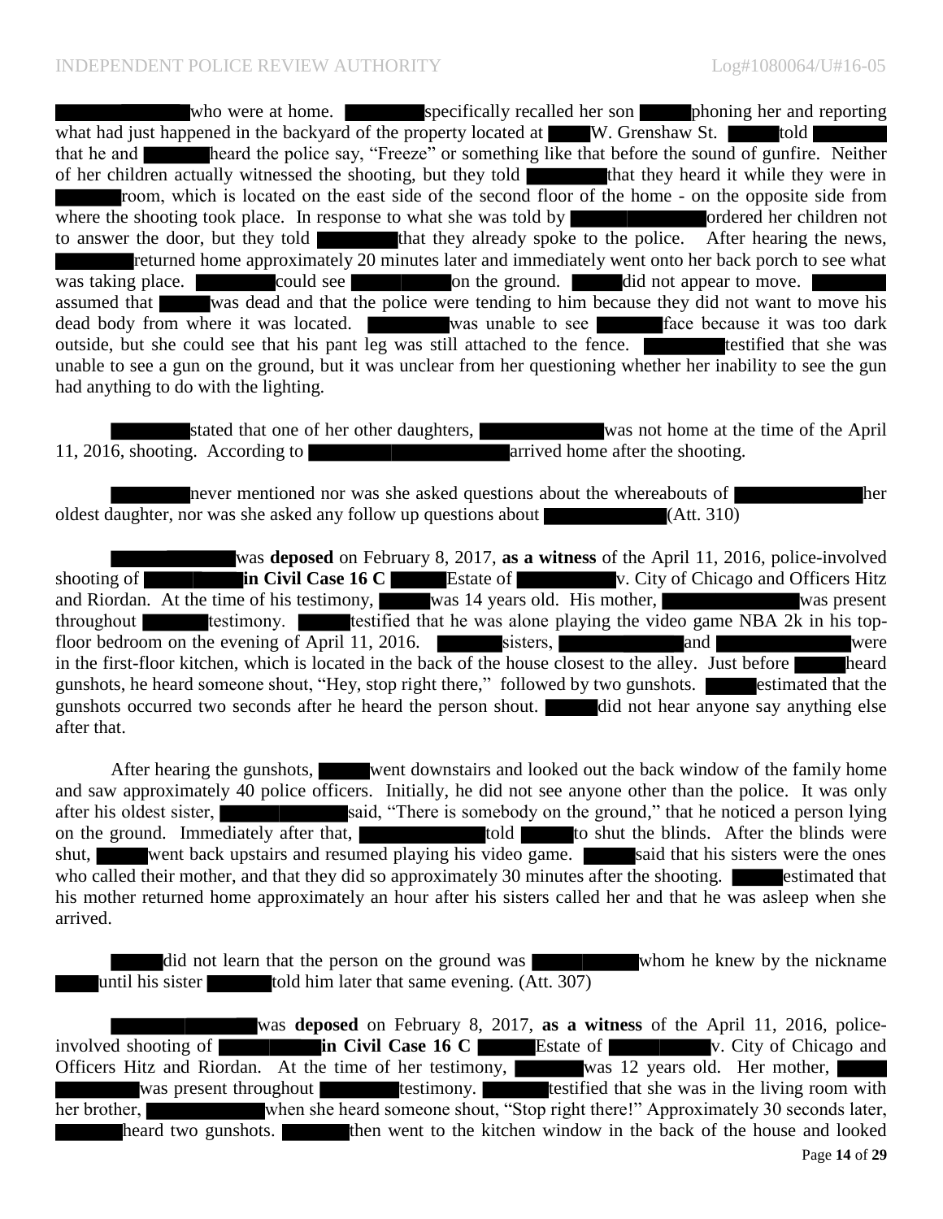who were at home. specifically recalled her son phoning her and reporting what had just happened in the backyard of the property located at W. Grenshaw St. told that he and heard the police say, "Freeze" or something like that before the sound of gunfire. Neither of her children actually witnessed the shooting, but they told that they heard it while they were in room, which is located on the east side of the second floor of the home - on the opposite side from where the shooting took place. In response to what she was told by ordered her children not to answer the door, but they told that they already spoke to the police. After hearing the news, returned home approximately 20 minutes later and immediately went onto her back porch to see what was taking place. could see on the ground. did not appear to move. assumed that was dead and that the police were tending to him because they did not want to move his dead body from where it was located. was unable to see face because it was too dark outside, but she could see that his pant leg was still attached to the fence. testified that she was unable to see a gun on the ground, but it was unclear from her questioning whether her inability to see the gun had anything to do with the lighting.

stated that one of her other daughters, was not home at the time of the April 11, 2016, shooting. According to arrived home after the shooting.

never mentioned nor was she asked questions about the whereabouts of her oldest daughter, nor was she asked any follow up questions about (Att. 310)

was **deposed** on February 8, 2017, **as a witness** of the April 11, 2016, police-involved shooting of **in Civil Case 16 C** Estate of v. City of Chicago and Officers Hitz and Riordan. At the time of his testimony, was 14 years old. His mother, was present throughout testimony. testified that he was alone playing the video game NBA 2k in his top-floor bedroom on the evening of April 11, 2016. sisters, and were in the first-floor kitchen, which is located in the back of the house closest to the alley. Just before heard gunshots, he heard someone shout, "Hey, stop right there," followed by two gunshots. estimated that the gunshots occurred two seconds after he heard the person shout. did not hear anyone say anything else after that.

After hearing the gunshots, went downstairs and looked out the back window of the family home and saw approximately 40 police officers. Initially, he did not see anyone other than the police. It was only after his oldest sister, said, "There is somebody on the ground," that he noticed a person lying on the ground. Immediately after that, told to shut the blinds. After the blinds were shut, went back upstairs and resumed playing his video game. said that his sisters were the ones who called their mother, and that they did so approximately 30 minutes after the shooting. estimated that his mother returned home approximately an hour after his sisters called her and that he was asleep when she arrived.

did not learn that the person on the ground was whom he knew by the nickname until his sister told him later that same evening. (Att. 307)

was **deposed** on February 8, 2017, **as a witness** of the April 11, 2016, police-involved shooting of **in Civil Case 16 C** Estate of v. City of Chicago and Officers Hitz and Riordan. At the time of her testimony, was 12 years old. Her mother, was present throughout testimony. testified that she was in the living room with her brother, when she heard someone shout, "Stop right there!" Approximately 30 seconds later, heard two gunshots. then went to the kitchen window in the back of the house and looked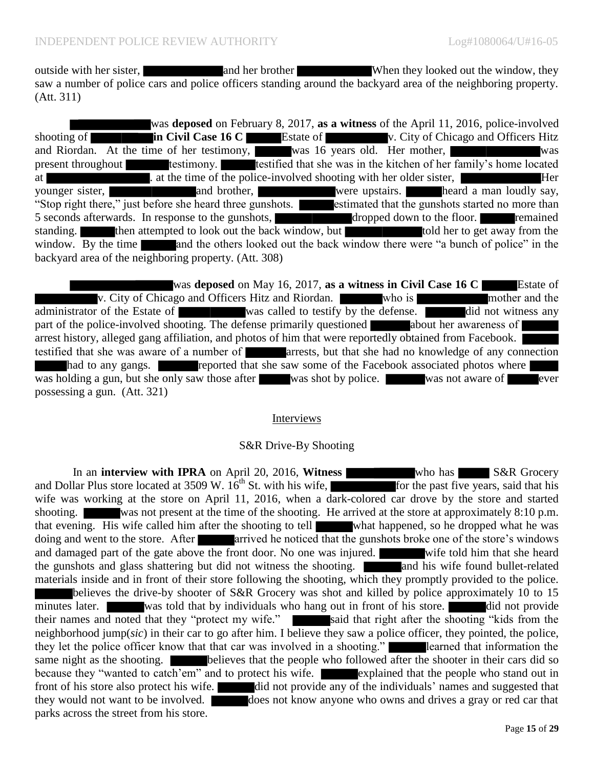outside with her sister, and her brother When they looked out the window, they saw a number of police cars and police officers standing around the backyard area of the neighboring property. (Att. 311)

was **deposed** on February 8, 2017, **as a witness** of the April 11, 2016, police-involved shooting of **in Civil Case 16 C** Estate of v. City of Chicago and Officers Hitz and Riordan. At the time of her testimony, was 16 years old. Her mother, was present throughout testimony. testified that she was in the kitchen of her family's home located at . at the time of the police-involved shooting with her older sister, Her younger sister, and brother, were upstairs. heard a man loudly say, "Stop right there," just before she heard three gunshots. estimated that the gunshots started no more than 5 seconds afterwards. In response to the gunshots, dropped down to the floor. remained standing. then attempted to look out the back window, but told her to get away from the window. By the time and the others looked out the back window there were "a bunch of police" in the backyard area of the neighboring property. (Att. 308)

was **deposed** on May 16, 2017, **as a witness in Civil Case 16 C** Estate of v. City of Chicago and Officers Hitz and Riordan. who is mother and the administrator of the Estate of was called to testify by the defense. did not witness any part of the police-involved shooting. The defense primarily questioned about her awareness of arrest history, alleged gang affiliation, and photos of him that were reportedly obtained from Facebook. testified that she was aware of a number of arrests, but that she had no knowledge of any connection had to any gangs. reported that she saw some of the Facebook associated photos where was holding a gun, but she only saw those after was shot by police. was not aware of ever possessing a gun. (Att. 321)

## Interviews

### S&R Drive-By Shooting

In an **interview with IPRA** on April 20, 2016, **Witness** who has S&R Grocery and Dollar Plus store located at 3509 W. 16th St. with his wife, for the past five years, said that his wife was working at the store on April 11, 2016, when a dark-colored car drove by the store and started shooting. was not present at the time of the shooting. He arrived at the store at approximately 8:10 p.m. that evening. His wife called him after the shooting to tell what happened, so he dropped what he was doing and went to the store. After arrived he noticed that the gunshots broke one of the store's windows and damaged part of the gate above the front door. No one was injured. wife told him that she heard the gunshots and glass shattering but did not witness the shooting. and his wife found bullet-related materials inside and in front of their store following the shooting, which they promptly provided to the police. believes the drive-by shooter of S&R Grocery was shot and killed by police approximately 10 to 15 minutes later. was told that by individuals who hang out in front of his store. did not provide their names and noted that they "protect my wife." said that right after the shooting "kids from the neighborhood jump(*sic*) in their car to go after him. I believe they saw a police officer, they pointed, the police, they let the police officer know that that car was involved in a shooting." learned that information the same night as the shooting. believes that the people who followed after the shooter in their cars did so because they "wanted to catch'em" and to protect his wife. explained that the people who stand out in front of his store also protect his wife. did not provide any of the individuals' names and suggested that they would not want to be involved. does not know anyone who owns and drives a gray or red car that parks across the street from his store.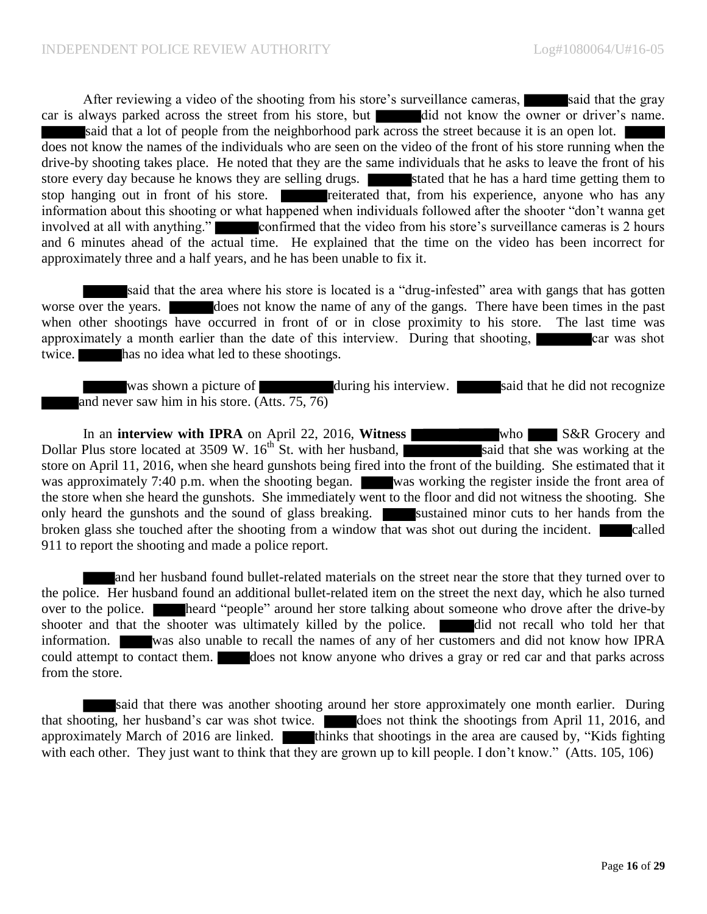After reviewing a video of the shooting from his store's surveillance cameras, ██████ said that the gray car is always parked across the street from his store, but ██████ did not know the owner or driver's name. ██████ said that a lot of people from the neighborhood park across the street because it is an open lot. ██████ does not know the names of the individuals who are seen on the video of the front of his store running when the drive-by shooting takes place. He noted that they are the same individuals that he asks to leave the front of his store every day because he knows they are selling drugs. ██████ stated that he has a hard time getting them to stop hanging out in front of his store. ██████ reiterated that, from his experience, anyone who has any information about this shooting or what happened when individuals followed after the shooter "don't wanna get involved at all with anything." ██████ confirmed that the video from his store's surveillance cameras is 2 hours and 6 minutes ahead of the actual time. He explained that the time on the video has been incorrect for approximately three and a half years, and he has been unable to fix it.

██████ said that the area where his store is located is a "drug-infested" area with gangs that has gotten worse over the years. ██████ does not know the name of any of the gangs. There have been times in the past when other shootings have occurred in front of or in close proximity to his store. The last time was approximately a month earlier than the date of this interview. During that shooting, ████████ car was shot twice. ██████ has no idea what led to these shootings.

██████ was shown a picture of ██████████ during his interview. ██████ said that he did not recognize ██████ and never saw him in his store. (Atts. 75, 76)

In an **interview with IPRA** on April 22, 2016, **Witness** ████████████ who ████ S&R Grocery and Dollar Plus store located at 3509 W. 16th St. with her husband, ████████████ said that she was working at the store on April 11, 2016, when she heard gunshots being fired into the front of the building. She estimated that it was approximately 7:40 p.m. when the shooting began. █████ was working the register inside the front area of the store when she heard the gunshots. She immediately went to the floor and did not witness the shooting. She only heard the gunshots and the sound of glass breaking. █████ sustained minor cuts to her hands from the broken glass she touched after the shooting from a window that was shot out during the incident. █████ called 911 to report the shooting and made a police report.

█████ and her husband found bullet-related materials on the street near the store that they turned over to the police. Her husband found an additional bullet-related item on the street the next day, which he also turned over to the police. █████ heard "people" around her store talking about someone who drove after the drive-by shooter and that the shooter was ultimately killed by the police. █████ did not recall who told her that information. █████ was also unable to recall the names of any of her customers and did not know how IPRA could attempt to contact them. █████ does not know anyone who drives a gray or red car and that parks across from the store.

█████ said that there was another shooting around her store approximately one month earlier. During that shooting, her husband's car was shot twice. █████ does not think the shootings from April 11, 2016, and approximately March of 2016 are linked. █████ thinks that shootings in the area are caused by, "Kids fighting with each other. They just want to think that they are grown up to kill people. I don't know." (Atts. 105, 106)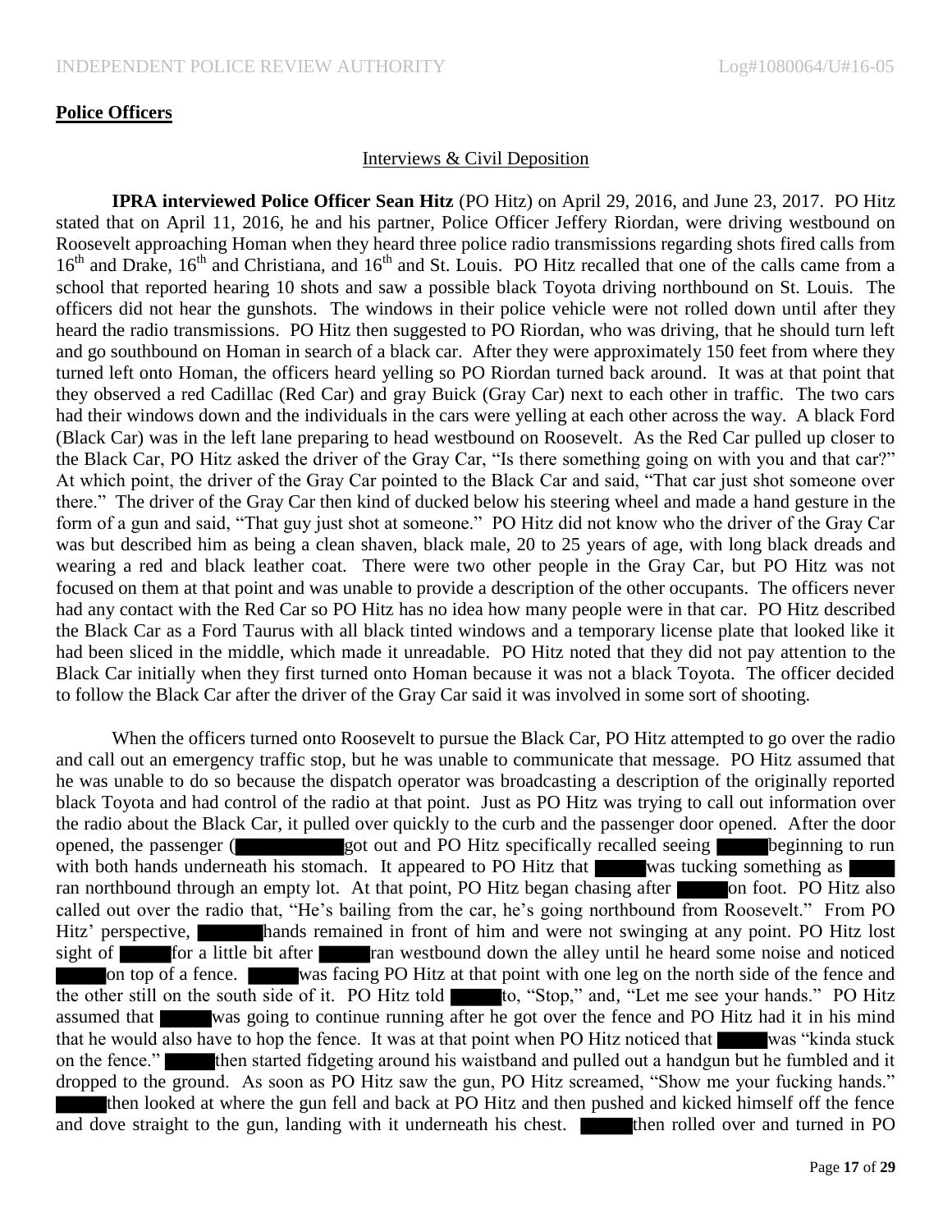## Police Officers

Interviews & Civil Deposition

**IPRA interviewed Police Officer Sean Hitz** (PO Hitz) on April 29, 2016, and June 23, 2017. PO Hitz stated that on April 11, 2016, he and his partner, Police Officer Jeffery Riordan, were driving westbound on Roosevelt approaching Homan when they heard three police radio transmissions regarding shots fired calls from 16th and Drake, 16th and Christiana, and 16th and St. Louis. PO Hitz recalled that one of the calls came from a school that reported hearing 10 shots and saw a possible black Toyota driving northbound on St. Louis. The officers did not hear the gunshots. The windows in their police vehicle were not rolled down until after they heard the radio transmissions. PO Hitz then suggested to PO Riordan, who was driving, that he should turn left and go southbound on Homan in search of a black car. After they were approximately 150 feet from where they turned left onto Homan, the officers heard yelling so PO Riordan turned back around. It was at that point that they observed a red Cadillac (Red Car) and gray Buick (Gray Car) next to each other in traffic. The two cars had their windows down and the individuals in the cars were yelling at each other across the way. A black Ford (Black Car) was in the left lane preparing to head westbound on Roosevelt. As the Red Car pulled up closer to the Black Car, PO Hitz asked the driver of the Gray Car, "Is there something going on with you and that car?" At which point, the driver of the Gray Car pointed to the Black Car and said, "That car just shot someone over there." The driver of the Gray Car then kind of ducked below his steering wheel and made a hand gesture in the form of a gun and said, "That guy just shot at someone." PO Hitz did not know who the driver of the Gray Car was but described him as being a clean shaven, black male, 20 to 25 years of age, with long black dreads and wearing a red and black leather coat. There were two other people in the Gray Car, but PO Hitz was not focused on them at that point and was unable to provide a description of the other occupants. The officers never had any contact with the Red Car so PO Hitz has no idea how many people were in that car. PO Hitz described the Black Car as a Ford Taurus with all black tinted windows and a temporary license plate that looked like it had been sliced in the middle, which made it unreadable. PO Hitz noted that they did not pay attention to the Black Car initially when they first turned onto Homan because it was not a black Toyota. The officer decided to follow the Black Car after the driver of the Gray Car said it was involved in some sort of shooting.

When the officers turned onto Roosevelt to pursue the Black Car, PO Hitz attempted to go over the radio and call out an emergency traffic stop, but he was unable to communicate that message. PO Hitz assumed that he was unable to do so because the dispatch operator was broadcasting a description of the originally reported black Toyota and had control of the radio at that point. Just as PO Hitz was trying to call out information over the radio about the Black Car, it pulled over quickly to the curb and the passenger door opened. After the door opened, the passenger (█████ got out and PO Hitz specifically recalled seeing █████ beginning to run with both hands underneath his stomach. It appeared to PO Hitz that █████ was tucking something as █████ ran northbound through an empty lot. At that point, PO Hitz began chasing after █████ on foot. PO Hitz also called out over the radio that, "He's bailing from the car, he's going northbound from Roosevelt." From PO Hitz' perspective, █████ hands remained in front of him and were not swinging at any point. PO Hitz lost sight of █████ for a little bit after █████ ran westbound down the alley until he heard some noise and noticed █████ on top of a fence. █████ was facing PO Hitz at that point with one leg on the north side of the fence and the other still on the south side of it. PO Hitz told █████ to, "Stop," and, "Let me see your hands." PO Hitz assumed that █████ was going to continue running after he got over the fence and PO Hitz had it in his mind that he would also have to hop the fence. It was at that point when PO Hitz noticed that █████ was "kinda stuck on the fence." █████ then started fidgeting around his waistband and pulled out a handgun but he fumbled and it dropped to the ground. As soon as PO Hitz saw the gun, PO Hitz screamed, "Show me your fucking hands." █████ then looked at where the gun fell and back at PO Hitz and then pushed and kicked himself off the fence and dove straight to the gun, landing with it underneath his chest. █████ then rolled over and turned in PO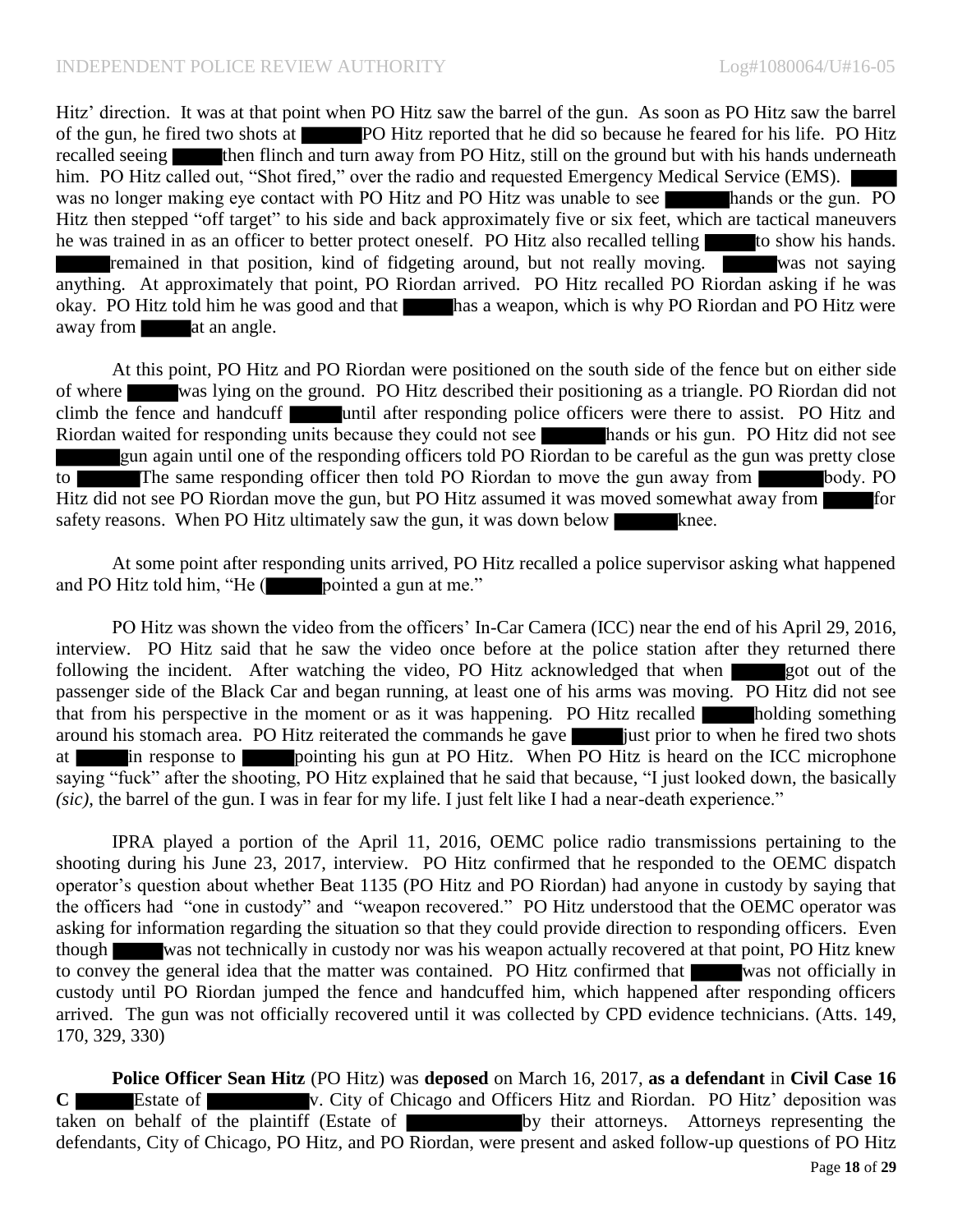Hitz' direction. It was at that point when PO Hitz saw the barrel of the gun. As soon as PO Hitz saw the barrel of the gun, he fired two shots at ████ PO Hitz reported that he did so because he feared for his life. PO Hitz recalled seeing ████ then flinch and turn away from PO Hitz, still on the ground but with his hands underneath him. PO Hitz called out, "Shot fired," over the radio and requested Emergency Medical Service (EMS). ████ was no longer making eye contact with PO Hitz and PO Hitz was unable to see ████ hands or the gun. PO Hitz then stepped "off target" to his side and back approximately five or six feet, which are tactical maneuvers he was trained in as an officer to better protect oneself. PO Hitz also recalled telling ████ to show his hands. ████ remained in that position, kind of fidgeting around, but not really moving. ████ was not saying anything. At approximately that point, PO Riordan arrived. PO Hitz recalled PO Riordan asking if he was okay. PO Hitz told him he was good and that ████ has a weapon, which is why PO Riordan and PO Hitz were away from ████ at an angle.

At this point, PO Hitz and PO Riordan were positioned on the south side of the fence but on either side of where ████ was lying on the ground. PO Hitz described their positioning as a triangle. PO Riordan did not climb the fence and handcuff ████ until after responding police officers were there to assist. PO Hitz and Riordan waited for responding units because they could not see ████ hands or his gun. PO Hitz did not see ████ gun again until one of the responding officers told PO Riordan to be careful as the gun was pretty close to ████ The same responding officer then told PO Riordan to move the gun away from ████ body. PO Hitz did not see PO Riordan move the gun, but PO Hitz assumed it was moved somewhat away from ████ for safety reasons. When PO Hitz ultimately saw the gun, it was down below ████ knee.

At some point after responding units arrived, PO Hitz recalled a police supervisor asking what happened and PO Hitz told him, "He (████ pointed a gun at me."

PO Hitz was shown the video from the officers' In-Car Camera (ICC) near the end of his April 29, 2016, interview. PO Hitz said that he saw the video once before at the police station after they returned there following the incident. After watching the video, PO Hitz acknowledged that when ████ got out of the passenger side of the Black Car and began running, at least one of his arms was moving. PO Hitz did not see that from his perspective in the moment or as it was happening. PO Hitz recalled ████ holding something around his stomach area. PO Hitz reiterated the commands he gave ████ just prior to when he fired two shots at ████ in response to ████ pointing his gun at PO Hitz. When PO Hitz is heard on the ICC microphone saying "fuck" after the shooting, PO Hitz explained that he said that because, "I just looked down, the basically *(sic)*, the barrel of the gun. I was in fear for my life. I just felt like I had a near-death experience."

IPRA played a portion of the April 11, 2016, OEMC police radio transmissions pertaining to the shooting during his June 23, 2017, interview. PO Hitz confirmed that he responded to the OEMC dispatch operator's question about whether Beat 1135 (PO Hitz and PO Riordan) had anyone in custody by saying that the officers had "one in custody" and "weapon recovered." PO Hitz understood that the OEMC operator was asking for information regarding the situation so that they could provide direction to responding officers. Even though ████ was not technically in custody nor was his weapon actually recovered at that point, PO Hitz knew to convey the general idea that the matter was contained. PO Hitz confirmed that ████ was not officially in custody until PO Riordan jumped the fence and handcuffed him, which happened after responding officers arrived. The gun was not officially recovered until it was collected by CPD evidence technicians. (Atts. 149, 170, 329, 330)

**Police Officer Sean Hitz** (PO Hitz) was **deposed** on March 16, 2017, **as a defendant** in **Civil Case 16 C** ████ Estate of ████ v. City of Chicago and Officers Hitz and Riordan. PO Hitz' deposition was taken on behalf of the plaintiff (Estate of ████ by their attorneys. Attorneys representing the defendants, City of Chicago, PO Hitz, and PO Riordan, were present and asked follow-up questions of PO Hitz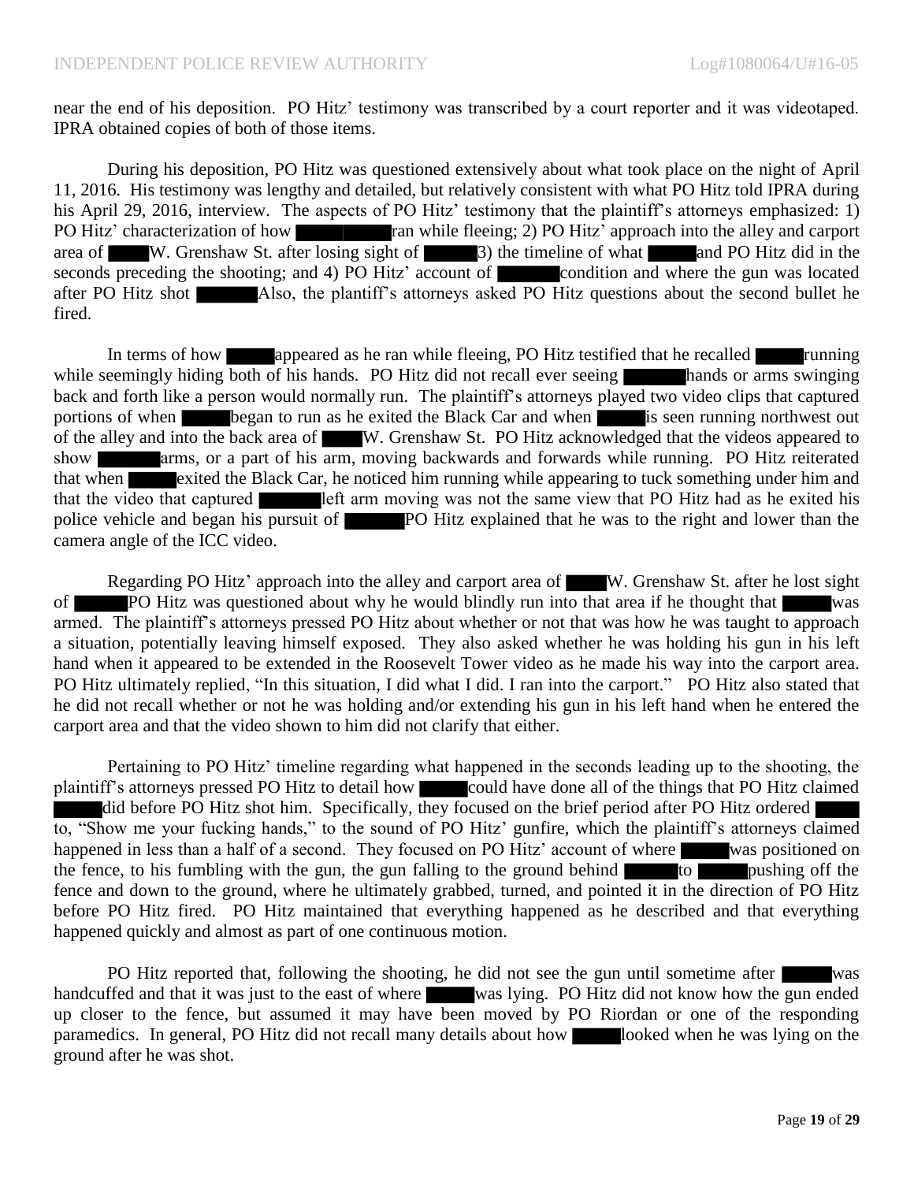near the end of his deposition. PO Hitz' testimony was transcribed by a court reporter and it was videotaped. IPRA obtained copies of both of those items.

During his deposition, PO Hitz was questioned extensively about what took place on the night of April 11, 2016. His testimony was lengthy and detailed, but relatively consistent with what PO Hitz told IPRA during his April 29, 2016, interview. The aspects of PO Hitz' testimony that the plaintiff's attorneys emphasized: 1) PO Hitz' characterization of how ██████ ran while fleeing; 2) PO Hitz' approach into the alley and carport area of ████ W. Grenshaw St. after losing sight of █████ 3) the timeline of what █████ and PO Hitz did in the seconds preceding the shooting; and 4) PO Hitz' account of ██████ condition and where the gun was located after PO Hitz shot ██████ Also, the plaintiff's attorneys asked PO Hitz questions about the second bullet he fired.

In terms of how █████ appeared as he ran while fleeing, PO Hitz testified that he recalled █████ running while seemingly hiding both of his hands. PO Hitz did not recall ever seeing ██████ hands or arms swinging back and forth like a person would normally run. The plaintiff's attorneys played two video clips that captured portions of when █████ began to run as he exited the Black Car and when █████ is seen running northwest out of the alley and into the back area of ████ W. Grenshaw St. PO Hitz acknowledged that the videos appeared to show ██████ arms, or a part of his arm, moving backwards and forwards while running. PO Hitz reiterated that when █████ exited the Black Car, he noticed him running while appearing to tuck something under him and that the video that captured ██████ left arm moving was not the same view that PO Hitz had as he exited his police vehicle and began his pursuit of ██████ PO Hitz explained that he was to the right and lower than the camera angle of the ICC video.

Regarding PO Hitz' approach into the alley and carport area of ████ W. Grenshaw St. after he lost sight of █████ PO Hitz was questioned about why he would blindly run into that area if he thought that █████ was armed. The plaintiff's attorneys pressed PO Hitz about whether or not that was how he was taught to approach a situation, potentially leaving himself exposed. They also asked whether he was holding his gun in his left hand when it appeared to be extended in the Roosevelt Tower video as he made his way into the carport area. PO Hitz ultimately replied, "In this situation, I did what I did. I ran into the carport." PO Hitz also stated that he did not recall whether or not he was holding and/or extending his gun in his left hand when he entered the carport area and that the video shown to him did not clarify that either.

Pertaining to PO Hitz' timeline regarding what happened in the seconds leading up to the shooting, the plaintiff's attorneys pressed PO Hitz to detail how █████ could have done all of the things that PO Hitz claimed █████ did before PO Hitz shot him. Specifically, they focused on the brief period after PO Hitz ordered █████ to, "Show me your fucking hands," to the sound of PO Hitz' gunfire, which the plaintiff's attorneys claimed happened in less than a half of a second. They focused on PO Hitz' account of where █████ was positioned on the fence, to his fumbling with the gun, the gun falling to the ground behind ██████ to █████ pushing off the fence and down to the ground, where he ultimately grabbed, turned, and pointed it in the direction of PO Hitz before PO Hitz fired. PO Hitz maintained that everything happened as he described and that everything happened quickly and almost as part of one continuous motion.

PO Hitz reported that, following the shooting, he did not see the gun until sometime after █████ was handcuffed and that it was just to the east of where █████ was lying. PO Hitz did not know how the gun ended up closer to the fence, but assumed it may have been moved by PO Riordan or one of the responding paramedics. In general, PO Hitz did not recall many details about how █████ looked when he was lying on the ground after he was shot.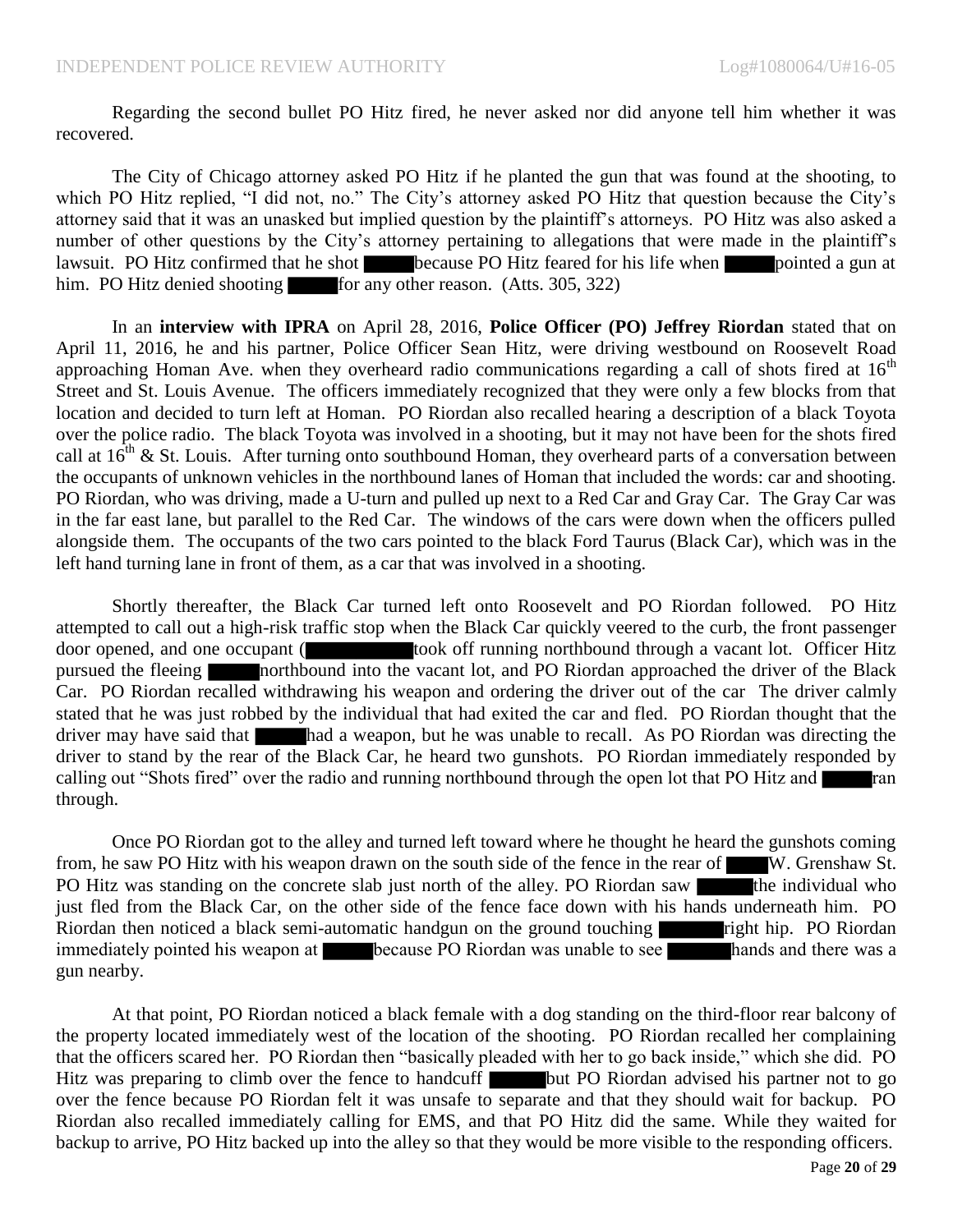Regarding the second bullet PO Hitz fired, he never asked nor did anyone tell him whether it was recovered.

The City of Chicago attorney asked PO Hitz if he planted the gun that was found at the shooting, to which PO Hitz replied, "I did not, no." The City's attorney asked PO Hitz that question because the City's attorney said that it was an unasked but implied question by the plaintiff's attorneys. PO Hitz was also asked a number of other questions by the City's attorney pertaining to allegations that were made in the plaintiff's lawsuit. PO Hitz confirmed that he shot ████ because PO Hitz feared for his life when ████ pointed a gun at him. PO Hitz denied shooting ████ for any other reason. (Atts. 305, 322)

In an **interview with IPRA** on April 28, 2016, **Police Officer (PO) Jeffrey Riordan** stated that on April 11, 2016, he and his partner, Police Officer Sean Hitz, were driving westbound on Roosevelt Road approaching Homan Ave. when they overheard radio communications regarding a call of shots fired at 16th Street and St. Louis Avenue. The officers immediately recognized that they were only a few blocks from that location and decided to turn left at Homan. PO Riordan also recalled hearing a description of a black Toyota over the police radio. The black Toyota was involved in a shooting, but it may not have been for the shots fired call at 16th & St. Louis. After turning onto southbound Homan, they overheard parts of a conversation between the occupants of unknown vehicles in the northbound lanes of Homan that included the words: car and shooting. PO Riordan, who was driving, made a U-turn and pulled up next to a Red Car and Gray Car. The Gray Car was in the far east lane, but parallel to the Red Car. The windows of the cars were down when the officers pulled alongside them. The occupants of the two cars pointed to the black Ford Taurus (Black Car), which was in the left hand turning lane in front of them, as a car that was involved in a shooting.

Shortly thereafter, the Black Car turned left onto Roosevelt and PO Riordan followed. PO Hitz attempted to call out a high-risk traffic stop when the Black Car quickly veered to the curb, the front passenger door opened, and one occupant (████████ took off running northbound through a vacant lot. Officer Hitz pursued the fleeing ████ northbound into the vacant lot, and PO Riordan approached the driver of the Black Car. PO Riordan recalled withdrawing his weapon and ordering the driver out of the car The driver calmly stated that he was just robbed by the individual that had exited the car and fled. PO Riordan thought that the driver may have said that ████ had a weapon, but he was unable to recall. As PO Riordan was directing the driver to stand by the rear of the Black Car, he heard two gunshots. PO Riordan immediately responded by calling out "Shots fired" over the radio and running northbound through the open lot that PO Hitz and ████ ran through.

Once PO Riordan got to the alley and turned left toward where he thought he heard the gunshots coming from, he saw PO Hitz with his weapon drawn on the south side of the fence in the rear of ████ W. Grenshaw St. PO Hitz was standing on the concrete slab just north of the alley. PO Riordan saw ████ the individual who just fled from the Black Car, on the other side of the fence face down with his hands underneath him. PO Riordan then noticed a black semi-automatic handgun on the ground touching ████ right hip. PO Riordan immediately pointed his weapon at ████ because PO Riordan was unable to see ████ hands and there was a gun nearby.

At that point, PO Riordan noticed a black female with a dog standing on the third-floor rear balcony of the property located immediately west of the location of the shooting. PO Riordan recalled her complaining that the officers scared her. PO Riordan then "basically pleaded with her to go back inside," which she did. PO Hitz was preparing to climb over the fence to handcuff ████ but PO Riordan advised his partner not to go over the fence because PO Riordan felt it was unsafe to separate and that they should wait for backup. PO Riordan also recalled immediately calling for EMS, and that PO Hitz did the same. While they waited for backup to arrive, PO Hitz backed up into the alley so that they would be more visible to the responding officers.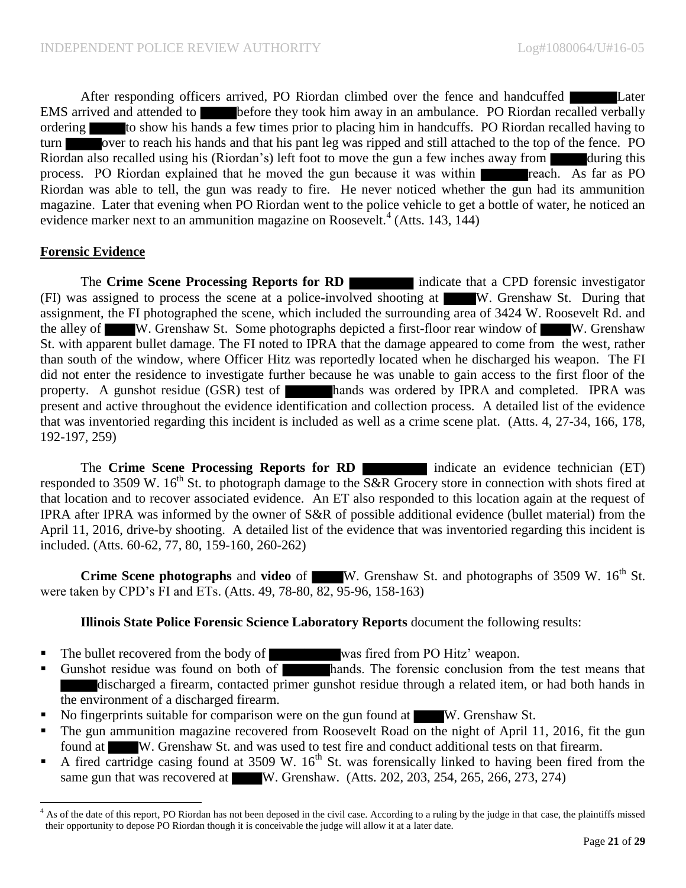After responding officers arrived, PO Riordan climbed over the fence and handcuffed ██████ Later EMS arrived and attended to █████ before they took him away in an ambulance. PO Riordan recalled verbally ordering █████ to show his hands a few times prior to placing him in handcuffs. PO Riordan recalled having to turn █████ over to reach his hands and that his pant leg was ripped and still attached to the top of the fence. PO Riordan also recalled using his (Riordan's) left foot to move the gun a few inches away from █████ during this process. PO Riordan explained that he moved the gun because it was within ██████ reach. As far as PO Riordan was able to tell, the gun was ready to fire. He never noticed whether the gun had its ammunition magazine. Later that evening when PO Riordan went to the police vehicle to get a bottle of water, he noticed an evidence marker next to an ammunition magazine on Roosevelt.[4] (Atts. 143, 144)

## Forensic Evidence

The **Crime Scene Processing Reports for RD** ████████ indicate that a CPD forensic investigator (FI) was assigned to process the scene at a police-involved shooting at ████ W. Grenshaw St. During that assignment, the FI photographed the scene, which included the surrounding area of 3424 W. Roosevelt Rd. and the alley of ████ W. Grenshaw St. Some photographs depicted a first-floor rear window of ████ W. Grenshaw St. with apparent bullet damage. The FI noted to IPRA that the damage appeared to come from the west, rather than south of the window, where Officer Hitz was reportedly located when he discharged his weapon. The FI did not enter the residence to investigate further because he was unable to gain access to the first floor of the property. A gunshot residue (GSR) test of ██████ hands was ordered by IPRA and completed. IPRA was present and active throughout the evidence identification and collection process. A detailed list of the evidence that was inventoried regarding this incident is included as well as a crime scene plat. (Atts. 4, 27-34, 166, 178, 192-197, 259)

The **Crime Scene Processing Reports for RD** ████████ indicate an evidence technician (ET) responded to 3509 W. 16th St. to photograph damage to the S&R Grocery store in connection with shots fired at that location and to recover associated evidence. An ET also responded to this location again at the request of IPRA after IPRA was informed by the owner of S&R of possible additional evidence (bullet material) from the April 11, 2016, drive-by shooting. A detailed list of the evidence that was inventoried regarding this incident is included. (Atts. 60-62, 77, 80, 159-160, 260-262)

**Crime Scene photographs** and **video** of ████ W. Grenshaw St. and photographs of 3509 W. 16th St. were taken by CPD's FI and ETs. (Atts. 49, 78-80, 82, 95-96, 158-163)

**Illinois State Police Forensic Science Laboratory Reports** document the following results:

- The bullet recovered from the body of ██████████ was fired from PO Hitz' weapon.
- Gunshot residue was found on both of ███████ hands. The forensic conclusion from the test means that █████ discharged a firearm, contacted primer gunshot residue through a related item, or had both hands in the environment of a discharged firearm.
- No fingerprints suitable for comparison were on the gun found at ████ W. Grenshaw St.
- The gun ammunition magazine recovered from Roosevelt Road on the night of April 11, 2016, fit the gun found at ████ W. Grenshaw St. and was used to test fire and conduct additional tests on that firearm.
- A fired cartridge casing found at 3509 W. 16th St. was forensically linked to having been fired from the same gun that was recovered at ████ W. Grenshaw. (Atts. 202, 203, 254, 265, 266, 273, 274)

---

[4] As of the date of this report, PO Riordan has not been deposed in the civil case. According to a ruling by the judge in that case, the plaintiffs missed their opportunity to depose PO Riordan though it is conceivable the judge will allow it at a later date.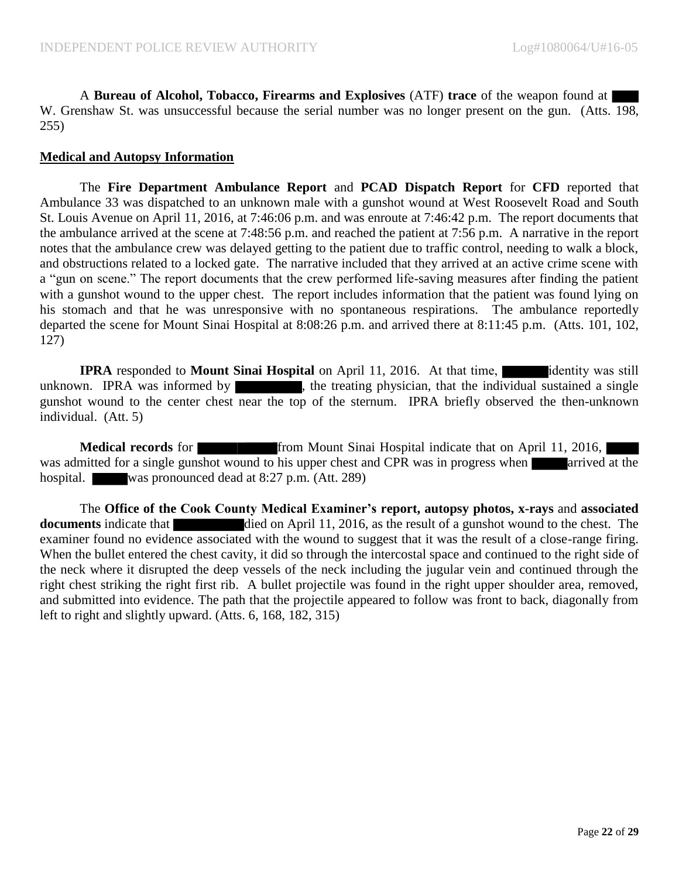A **Bureau of Alcohol, Tobacco, Firearms and Explosives** (ATF) **trace** of the weapon found at ████ W. Grenshaw St. was unsuccessful because the serial number was no longer present on the gun. (Atts. 198, 255)

**Medical and Autopsy Information**

The **Fire Department Ambulance Report** and **PCAD Dispatch Report** for **CFD** reported that Ambulance 33 was dispatched to an unknown male with a gunshot wound at West Roosevelt Road and South St. Louis Avenue on April 11, 2016, at 7:46:06 p.m. and was enroute at 7:46:42 p.m. The report documents that the ambulance arrived at the scene at 7:48:56 p.m. and reached the patient at 7:56 p.m. A narrative in the report notes that the ambulance crew was delayed getting to the patient due to traffic control, needing to walk a block, and obstructions related to a locked gate. The narrative included that they arrived at an active crime scene with a "gun on scene." The report documents that the crew performed life-saving measures after finding the patient with a gunshot wound to the upper chest. The report includes information that the patient was found lying on his stomach and that he was unresponsive with no spontaneous respirations. The ambulance reportedly departed the scene for Mount Sinai Hospital at 8:08:26 p.m. and arrived there at 8:11:45 p.m. (Atts. 101, 102, 127)

**IPRA** responded to **Mount Sinai Hospital** on April 11, 2016. At that time, ██████ identity was still unknown. IPRA was informed by ████████, the treating physician, that the individual sustained a single gunshot wound to the center chest near the top of the sternum. IPRA briefly observed the then-unknown individual. (Att. 5)

**Medical records** for ██████████ from Mount Sinai Hospital indicate that on April 11, 2016, █████ was admitted for a single gunshot wound to his upper chest and CPR was in progress when █████ arrived at the hospital. █████ was pronounced dead at 8:27 p.m. (Att. 289)

The **Office of the Cook County Medical Examiner's report, autopsy photos, x-rays** and **associated documents** indicate that █████████ died on April 11, 2016, as the result of a gunshot wound to the chest. The examiner found no evidence associated with the wound to suggest that it was the result of a close-range firing. When the bullet entered the chest cavity, it did so through the intercostal space and continued to the right side of the neck where it disrupted the deep vessels of the neck including the jugular vein and continued through the right chest striking the right first rib. A bullet projectile was found in the right upper shoulder area, removed, and submitted into evidence. The path that the projectile appeared to follow was front to back, diagonally from left to right and slightly upward. (Atts. 6, 168, 182, 315)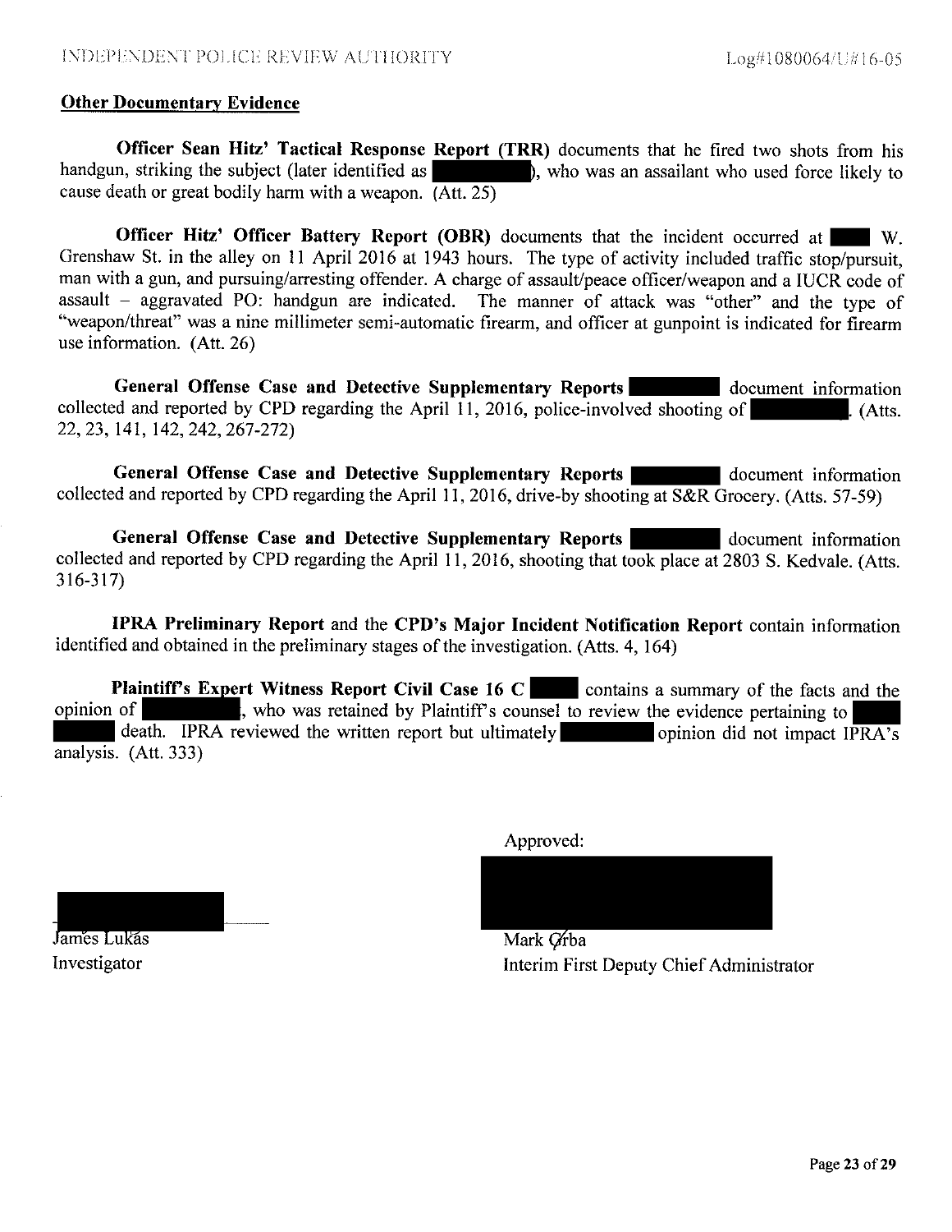**Other Documentary Evidence**

**Officer Sean Hitz' Tactical Response Report (TRR)** documents that he fired two shots from his handgun, striking the subject (later identified as ██████), who was an assailant who used force likely to cause death or great bodily harm with a weapon. (Att. 25)

**Officer Hitz' Officer Battery Report (OBR)** documents that the incident occurred at ████ W. Grenshaw St. in the alley on 11 April 2016 at 1943 hours. The type of activity included traffic stop/pursuit, man with a gun, and pursuing/arresting offender. A charge of assault/peace officer/weapon and a IUCR code of assault – aggravated PO: handgun are indicated. The manner of attack was "other" and the type of "weapon/threat" was a nine millimeter semi-automatic firearm, and officer at gunpoint is indicated for firearm use information. (Att. 26)

**General Offense Case and Detective Supplementary Reports** ██████ document information collected and reported by CPD regarding the April 11, 2016, police-involved shooting of ██████. (Atts. 22, 23, 141, 142, 242, 267-272)

**General Offense Case and Detective Supplementary Reports** ██████ document information collected and reported by CPD regarding the April 11, 2016, drive-by shooting at S&R Grocery. (Atts. 57-59)

**General Offense Case and Detective Supplementary Reports** ██████ document information collected and reported by CPD regarding the April 11, 2016, shooting that took place at 2803 S. Kedvale. (Atts. 316-317)

**IPRA Preliminary Report** and the **CPD's Major Incident Notification Report** contain information identified and obtained in the preliminary stages of the investigation. (Atts. 4, 164)

**Plaintiff's Expert Witness Report Civil Case 16 C** ████ contains a summary of the facts and the opinion of ██████, who was retained by Plaintiff's counsel to review the evidence pertaining to ██████ death. IPRA reviewed the written report but ultimately ██████ opinion did not impact IPRA's analysis. (Att. 333)

Approved:

██████

James Lukas
Investigator

██████

Mark Grba
Interim First Deputy Chief Administrator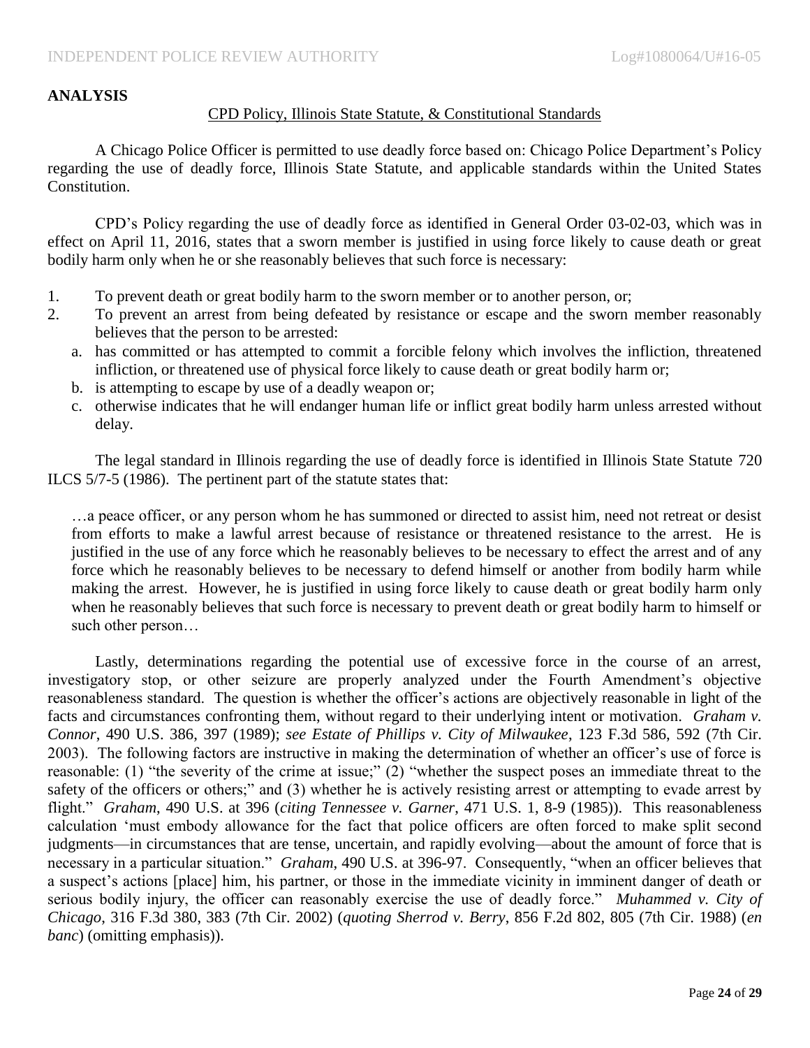## ANALYSIS

CPD Policy, Illinois State Statute, & Constitutional Standards

A Chicago Police Officer is permitted to use deadly force based on: Chicago Police Department's Policy regarding the use of deadly force, Illinois State Statute, and applicable standards within the United States Constitution.

CPD's Policy regarding the use of deadly force as identified in General Order 03-02-03, which was in effect on April 11, 2016, states that a sworn member is justified in using force likely to cause death or great bodily harm only when he or she reasonably believes that such force is necessary:

1. To prevent death or great bodily harm to the sworn member or to another person, or;
2. To prevent an arrest from being defeated by resistance or escape and the sworn member reasonably believes that the person to be arrested:
   a. has committed or has attempted to commit a forcible felony which involves the infliction, threatened infliction, or threatened use of physical force likely to cause death or great bodily harm or;
   b. is attempting to escape by use of a deadly weapon or;
   c. otherwise indicates that he will endanger human life or inflict great bodily harm unless arrested without delay.

The legal standard in Illinois regarding the use of deadly force is identified in Illinois State Statute 720 ILCS 5/7-5 (1986). The pertinent part of the statute states that:

> …a peace officer, or any person whom he has summoned or directed to assist him, need not retreat or desist from efforts to make a lawful arrest because of resistance or threatened resistance to the arrest. He is justified in the use of any force which he reasonably believes to be necessary to effect the arrest and of any force which he reasonably believes to be necessary to defend himself or another from bodily harm while making the arrest. However, he is justified in using force likely to cause death or great bodily harm only when he reasonably believes that such force is necessary to prevent death or great bodily harm to himself or such other person…

Lastly, determinations regarding the potential use of excessive force in the course of an arrest, investigatory stop, or other seizure are properly analyzed under the Fourth Amendment's objective reasonableness standard. The question is whether the officer's actions are objectively reasonable in light of the facts and circumstances confronting them, without regard to their underlying intent or motivation. *Graham v. Connor*, 490 U.S. 386, 397 (1989); *see Estate of Phillips v. City of Milwaukee*, 123 F.3d 586, 592 (7th Cir. 2003). The following factors are instructive in making the determination of whether an officer's use of force is reasonable: (1) "the severity of the crime at issue;" (2) "whether the suspect poses an immediate threat to the safety of the officers or others;" and (3) whether he is actively resisting arrest or attempting to evade arrest by flight." *Graham*, 490 U.S. at 396 (*citing Tennessee v. Garner*, 471 U.S. 1, 8-9 (1985)). This reasonableness calculation 'must embody allowance for the fact that police officers are often forced to make split second judgments—in circumstances that are tense, uncertain, and rapidly evolving—about the amount of force that is necessary in a particular situation." *Graham*, 490 U.S. at 396-97. Consequently, "when an officer believes that a suspect's actions [place] him, his partner, or those in the immediate vicinity in imminent danger of death or serious bodily injury, the officer can reasonably exercise the use of deadly force." *Muhammed v. City of Chicago*, 316 F.3d 380, 383 (7th Cir. 2002) (*quoting Sherrod v. Berry*, 856 F.2d 802, 805 (7th Cir. 1988) (*en banc*) (omitting emphasis)).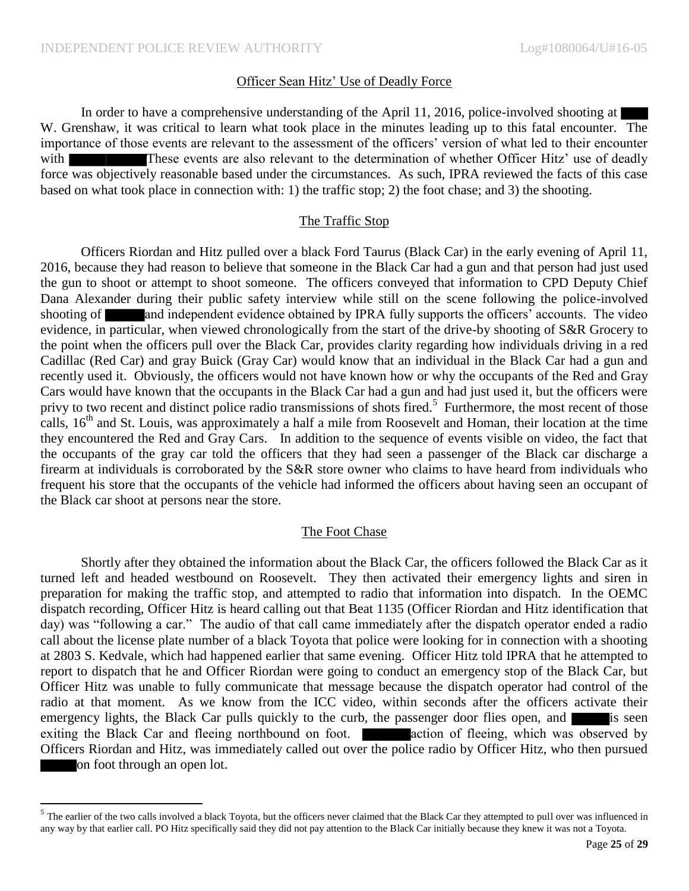## Officer Sean Hitz' Use of Deadly Force

In order to have a comprehensive understanding of the April 11, 2016, police-involved shooting at ████ W. Grenshaw, it was critical to learn what took place in the minutes leading up to this fatal encounter. The importance of those events are relevant to the assessment of the officers' version of what led to their encounter with ████████ These events are also relevant to the determination of whether Officer Hitz' use of deadly force was objectively reasonable based under the circumstances. As such, IPRA reviewed the facts of this case based on what took place in connection with: 1) the traffic stop; 2) the foot chase; and 3) the shooting.

## The Traffic Stop

Officers Riordan and Hitz pulled over a black Ford Taurus (Black Car) in the early evening of April 11, 2016, because they had reason to believe that someone in the Black Car had a gun and that person had just used the gun to shoot or attempt to shoot someone. The officers conveyed that information to CPD Deputy Chief Dana Alexander during their public safety interview while still on the scene following the police-involved shooting of █████ and independent evidence obtained by IPRA fully supports the officers' accounts. The video evidence, in particular, when viewed chronologically from the start of the drive-by shooting of S&R Grocery to the point when the officers pull over the Black Car, provides clarity regarding how individuals driving in a red Cadillac (Red Car) and gray Buick (Gray Car) would know that an individual in the Black Car had a gun and recently used it. Obviously, the officers would not have known how or why the occupants of the Red and Gray Cars would have known that the occupants in the Black Car had a gun and had just used it, but the officers were privy to two recent and distinct police radio transmissions of shots fired.[5] Furthermore, the most recent of those calls, 16th and St. Louis, was approximately a half a mile from Roosevelt and Homan, their location at the time they encountered the Red and Gray Cars. In addition to the sequence of events visible on video, the fact that the occupants of the gray car told the officers that they had seen a passenger of the Black car discharge a firearm at individuals is corroborated by the S&R store owner who claims to have heard from individuals who frequent his store that the occupants of the vehicle had informed the officers about having seen an occupant of the Black car shoot at persons near the store.

## The Foot Chase

Shortly after they obtained the information about the Black Car, the officers followed the Black Car as it turned left and headed westbound on Roosevelt. They then activated their emergency lights and siren in preparation for making the traffic stop, and attempted to radio that information into dispatch. In the OEMC dispatch recording, Officer Hitz is heard calling out that Beat 1135 (Officer Riordan and Hitz identification that day) was "following a car." The audio of that call came immediately after the dispatch operator ended a radio call about the license plate number of a black Toyota that police were looking for in connection with a shooting at 2803 S. Kedvale, which had happened earlier that same evening. Officer Hitz told IPRA that he attempted to report to dispatch that he and Officer Riordan were going to conduct an emergency stop of the Black Car, but Officer Hitz was unable to fully communicate that message because the dispatch operator had control of the radio at that moment. As we know from the ICC video, within seconds after the officers activate their emergency lights, the Black Car pulls quickly to the curb, the passenger door flies open, and █████ is seen exiting the Black Car and fleeing northbound on foot. ██████ action of fleeing, which was observed by Officers Riordan and Hitz, was immediately called out over the police radio by Officer Hitz, who then pursued █████ on foot through an open lot.

---

[5] The earlier of the two calls involved a black Toyota, but the officers never claimed that the Black Car they attempted to pull over was influenced in any way by that earlier call. PO Hitz specifically said they did not pay attention to the Black Car initially because they knew it was not a Toyota.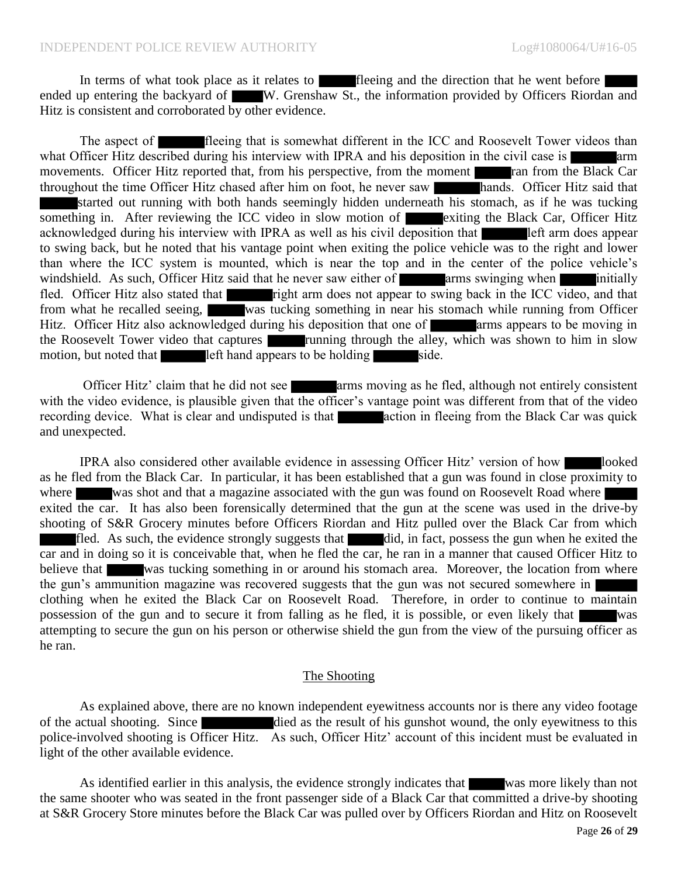In terms of what took place as it relates to ██████ fleeing and the direction that he went before ██████ ended up entering the backyard of ████ W. Grenshaw St., the information provided by Officers Riordan and Hitz is consistent and corroborated by other evidence.

The aspect of ██████ fleeing that is somewhat different in the ICC and Roosevelt Tower videos than what Officer Hitz described during his interview with IPRA and his deposition in the civil case is ██████ arm movements. Officer Hitz reported that, from his perspective, from the moment ██████ ran from the Black Car throughout the time Officer Hitz chased after him on foot, he never saw ██████ hands. Officer Hitz said that ██████ started out running with both hands seemingly hidden underneath his stomach, as if he was tucking something in. After reviewing the ICC video in slow motion of ██████ exiting the Black Car, Officer Hitz acknowledged during his interview with IPRA as well as his civil deposition that ██████ left arm does appear to swing back, but he noted that his vantage point when exiting the police vehicle was to the right and lower than where the ICC system is mounted, which is near the top and in the center of the police vehicle's windshield. As such, Officer Hitz said that he never saw either of ██████ arms swinging when ██████ initially fled. Officer Hitz also stated that ██████ right arm does not appear to swing back in the ICC video, and that from what he recalled seeing, ██████ was tucking something in near his stomach while running from Officer Hitz. Officer Hitz also acknowledged during his deposition that one of ██████ arms appears to be moving in the Roosevelt Tower video that captures ██████ running through the alley, which was shown to him in slow motion, but noted that ██████ left hand appears to be holding ██████ side.

Officer Hitz' claim that he did not see ██████ arms moving as he fled, although not entirely consistent with the video evidence, is plausible given that the officer's vantage point was different from that of the video recording device. What is clear and undisputed is that ██████ action in fleeing from the Black Car was quick and unexpected.

IPRA also considered other available evidence in assessing Officer Hitz' version of how ██████ looked as he fled from the Black Car. In particular, it has been established that a gun was found in close proximity to where ██████ was shot and that a magazine associated with the gun was found on Roosevelt Road where ██████ exited the car. It has also been forensically determined that the gun at the scene was used in the drive-by shooting of S&R Grocery minutes before Officers Riordan and Hitz pulled over the Black Car from which ██████ fled. As such, the evidence strongly suggests that ██████ did, in fact, possess the gun when he exited the car and in doing so it is conceivable that, when he fled the car, he ran in a manner that caused Officer Hitz to believe that ██████ was tucking something in or around his stomach area. Moreover, the location from where the gun's ammunition magazine was recovered suggests that the gun was not secured somewhere in ██████ clothing when he exited the Black Car on Roosevelt Road. Therefore, in order to continue to maintain possession of the gun and to secure it from falling as he fled, it is possible, or even likely that ██████ was attempting to secure the gun on his person or otherwise shield the gun from the view of the pursuing officer as he ran.

## The Shooting

As explained above, there are no known independent eyewitness accounts nor is there any video footage of the actual shooting. Since ██████████ died as the result of his gunshot wound, the only eyewitness to this police-involved shooting is Officer Hitz. As such, Officer Hitz' account of this incident must be evaluated in light of the other available evidence.

As identified earlier in this analysis, the evidence strongly indicates that ██████ was more likely than not the same shooter who was seated in the front passenger side of a Black Car that committed a drive-by shooting at S&R Grocery Store minutes before the Black Car was pulled over by Officers Riordan and Hitz on Roosevelt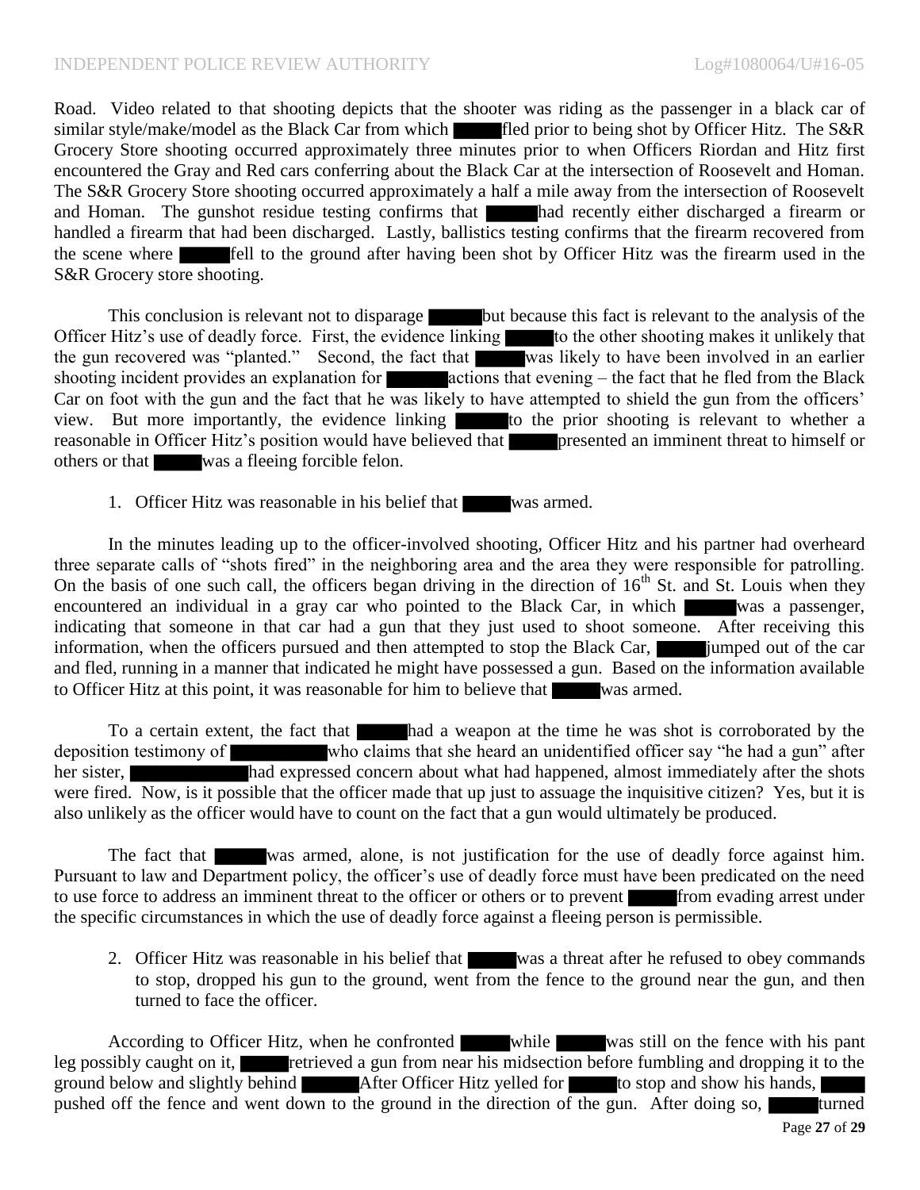Road. Video related to that shooting depicts that the shooter was riding as the passenger in a black car of similar style/make/model as the Black Car from which ████ fled prior to being shot by Officer Hitz. The S&R Grocery Store shooting occurred approximately three minutes prior to when Officers Riordan and Hitz first encountered the Gray and Red cars conferring about the Black Car at the intersection of Roosevelt and Homan. The S&R Grocery Store shooting occurred approximately a half a mile away from the intersection of Roosevelt and Homan. The gunshot residue testing confirms that ████ had recently either discharged a firearm or handled a firearm that had been discharged. Lastly, ballistics testing confirms that the firearm recovered from the scene where ████ fell to the ground after having been shot by Officer Hitz was the firearm used in the S&R Grocery store shooting.

This conclusion is relevant not to disparage ████ but because this fact is relevant to the analysis of the Officer Hitz's use of deadly force. First, the evidence linking ████ to the other shooting makes it unlikely that the gun recovered was "planted." Second, the fact that ████ was likely to have been involved in an earlier shooting incident provides an explanation for ████ actions that evening – the fact that he fled from the Black Car on foot with the gun and the fact that he was likely to have attempted to shield the gun from the officers' view. But more importantly, the evidence linking ████ to the prior shooting is relevant to whether a reasonable in Officer Hitz's position would have believed that ████ presented an imminent threat to himself or others or that ████ was a fleeing forcible felon.

1. Officer Hitz was reasonable in his belief that ████ was armed.

In the minutes leading up to the officer-involved shooting, Officer Hitz and his partner had overheard three separate calls of "shots fired" in the neighboring area and the area they were responsible for patrolling. On the basis of one such call, the officers began driving in the direction of 16th St. and St. Louis when they encountered an individual in a gray car who pointed to the Black Car, in which ████ was a passenger, indicating that someone in that car had a gun that they just used to shoot someone. After receiving this information, when the officers pursued and then attempted to stop the Black Car, ████ jumped out of the car and fled, running in a manner that indicated he might have possessed a gun. Based on the information available to Officer Hitz at this point, it was reasonable for him to believe that ████ was armed.

To a certain extent, the fact that ████ had a weapon at the time he was shot is corroborated by the deposition testimony of ████ who claims that she heard an unidentified officer say "he had a gun" after her sister, ████ had expressed concern about what had happened, almost immediately after the shots were fired. Now, is it possible that the officer made that up just to assuage the inquisitive citizen? Yes, but it is also unlikely as the officer would have to count on the fact that a gun would ultimately be produced.

The fact that ████ was armed, alone, is not justification for the use of deadly force against him. Pursuant to law and Department policy, the officer's use of deadly force must have been predicated on the need to use force to address an imminent threat to the officer or others or to prevent ████ from evading arrest under the specific circumstances in which the use of deadly force against a fleeing person is permissible.

2. Officer Hitz was reasonable in his belief that ████ was a threat after he refused to obey commands to stop, dropped his gun to the ground, went from the fence to the ground near the gun, and then turned to face the officer.

According to Officer Hitz, when he confronted ████ while ████ was still on the fence with his pant leg possibly caught on it, ████ retrieved a gun from near his midsection before fumbling and dropping it to the ground below and slightly behind ████ After Officer Hitz yelled for ████ to stop and show his hands, ████ pushed off the fence and went down to the ground in the direction of the gun. After doing so, ████ turned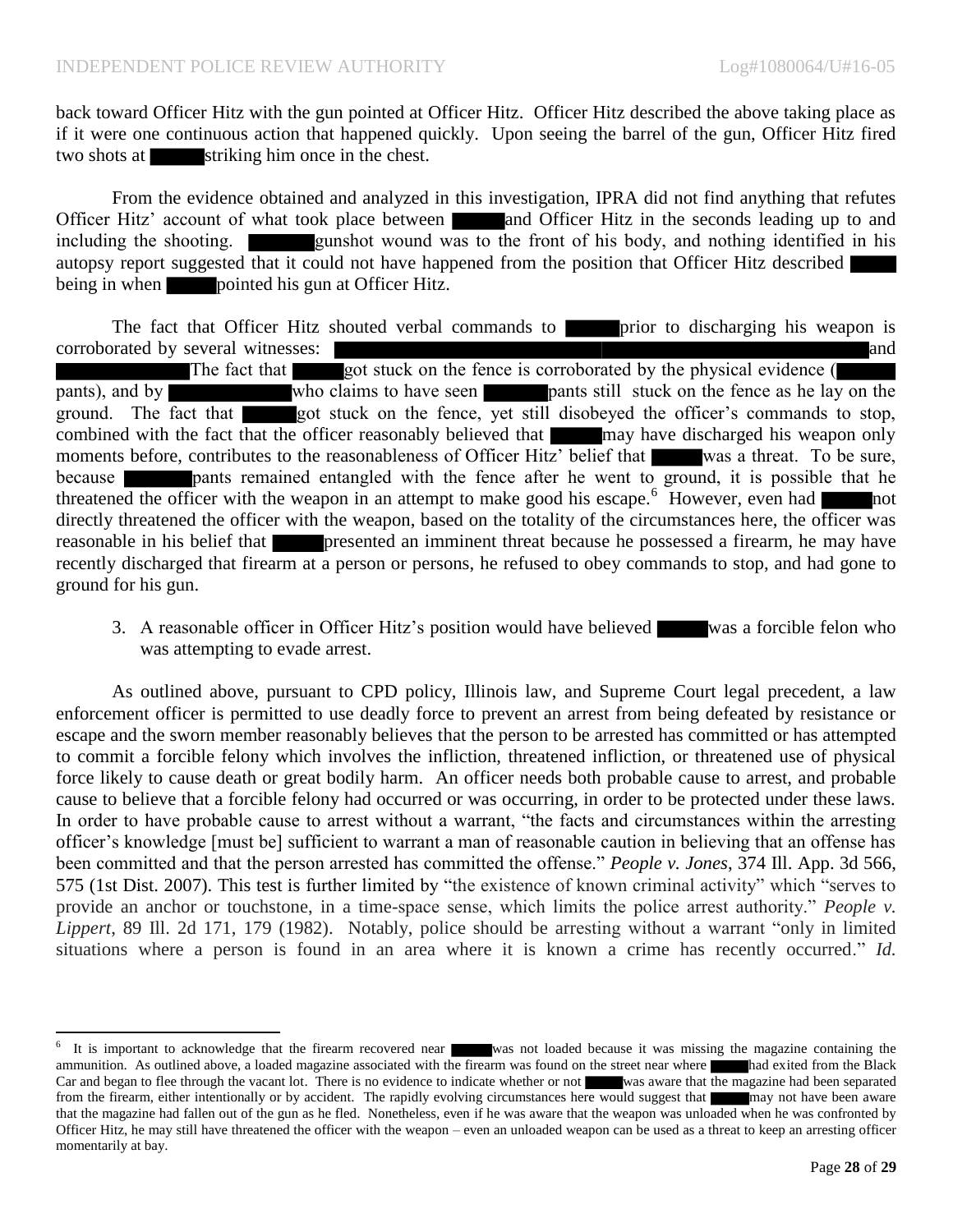back toward Officer Hitz with the gun pointed at Officer Hitz. Officer Hitz described the above taking place as if it were one continuous action that happened quickly. Upon seeing the barrel of the gun, Officer Hitz fired two shots at ██████ striking him once in the chest.

From the evidence obtained and analyzed in this investigation, IPRA did not find anything that refutes Officer Hitz' account of what took place between ██████ and Officer Hitz in the seconds leading up to and including the shooting. ██████ gunshot wound was to the front of his body, and nothing identified in his autopsy report suggested that it could not have happened from the position that Officer Hitz described ██████ being in when ██████ pointed his gun at Officer Hitz.

The fact that Officer Hitz shouted verbal commands to ██████ prior to discharging his weapon is corroborated by several witnesses: ██████ and ██████ The fact that ██████ got stuck on the fence is corroborated by the physical evidence (██████ pants), and by ██████ who claims to have seen ██████ pants still stuck on the fence as he lay on the ground. The fact that ██████ got stuck on the fence, yet still disobeyed the officer's commands to stop, combined with the fact that the officer reasonably believed that ██████ may have discharged his weapon only moments before, contributes to the reasonableness of Officer Hitz' belief that ██████ was a threat. To be sure, because ██████ pants remained entangled with the fence after he went to ground, it is possible that he threatened the officer with the weapon in an attempt to make good his escape.[6] However, even had ██████ not directly threatened the officer with the weapon, based on the totality of the circumstances here, the officer was reasonable in his belief that ██████ presented an imminent threat because he possessed a firearm, he may have recently discharged that firearm at a person or persons, he refused to obey commands to stop, and had gone to ground for his gun.

3. A reasonable officer in Officer Hitz's position would have believed ██████ was a forcible felon who was attempting to evade arrest.

As outlined above, pursuant to CPD policy, Illinois law, and Supreme Court legal precedent, a law enforcement officer is permitted to use deadly force to prevent an arrest from being defeated by resistance or escape and the sworn member reasonably believes that the person to be arrested has committed or has attempted to commit a forcible felony which involves the infliction, threatened infliction, or threatened use of physical force likely to cause death or great bodily harm. An officer needs both probable cause to arrest, and probable cause to believe that a forcible felony had occurred or was occurring, in order to be protected under these laws. In order to have probable cause to arrest without a warrant, "the facts and circumstances within the arresting officer's knowledge [must be] sufficient to warrant a man of reasonable caution in believing that an offense has been committed and that the person arrested has committed the offense." *People v. Jones*, 374 Ill. App. 3d 566, 575 (1st Dist. 2007). This test is further limited by "the existence of known criminal activity" which "serves to provide an anchor or touchstone, in a time-space sense, which limits the police arrest authority." *People v. Lippert*, 89 Ill. 2d 171, 179 (1982). Notably, police should be arresting without a warrant "only in limited situations where a person is found in an area where it is known a crime has recently occurred." *Id.*

---

[6] It is important to acknowledge that the firearm recovered near ██████ was not loaded because it was missing the magazine containing the ammunition. As outlined above, a loaded magazine associated with the firearm was found on the street near where ██████ had exited from the Black Car and began to flee through the vacant lot. There is no evidence to indicate whether or not ██████ was aware that the magazine had been separated from the firearm, either intentionally or by accident. The rapidly evolving circumstances here would suggest that ██████ may not have been aware that the magazine had fallen out of the gun as he fled. Nonetheless, even if he was aware that the weapon was unloaded when he was confronted by Officer Hitz, he may still have threatened the officer with the weapon – even an unloaded weapon can be used as a threat to keep an arresting officer momentarily at bay.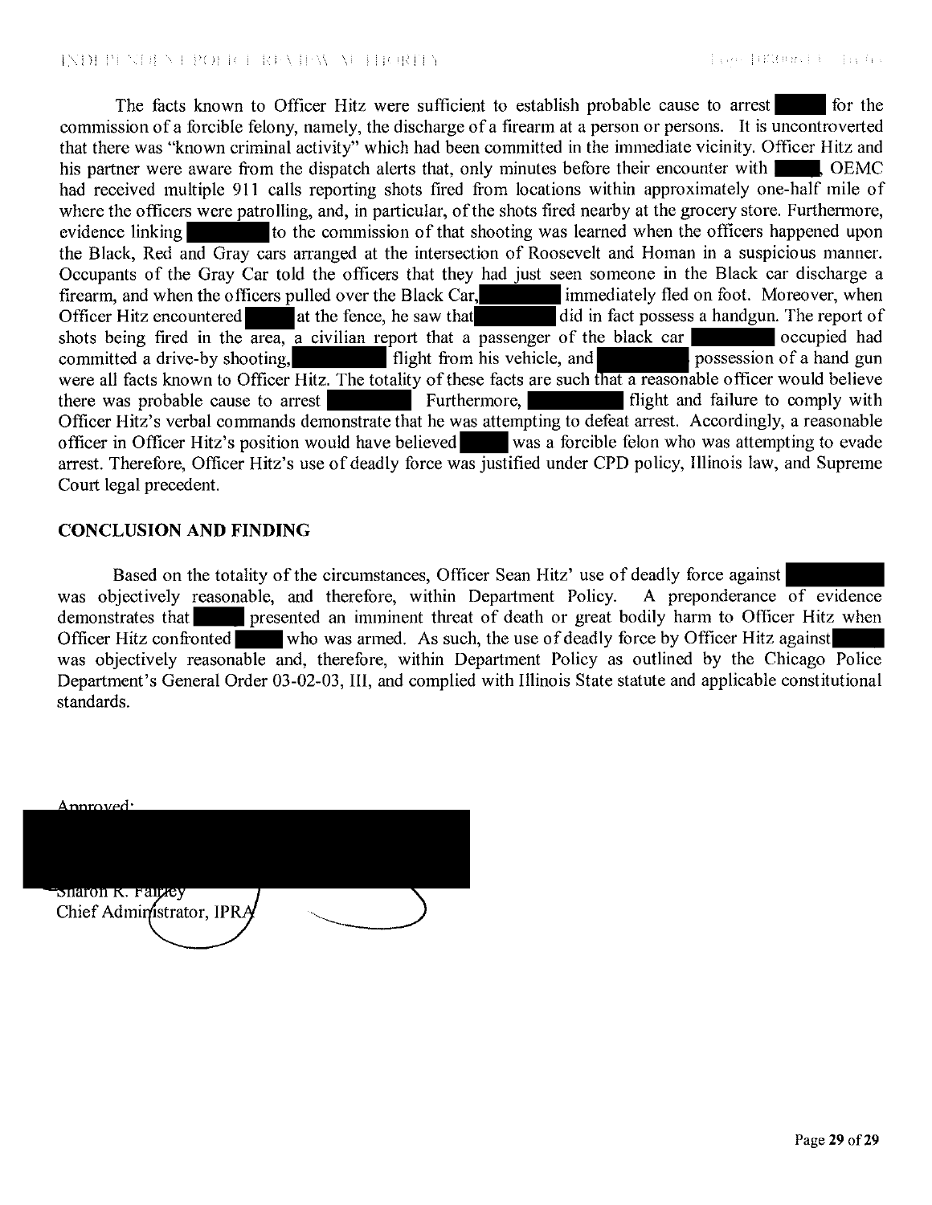The facts known to Officer Hitz were sufficient to establish probable cause to arrest [REDACTED] for the commission of a forcible felony, namely, the discharge of a firearm at a person or persons. It is uncontroverted that there was "known criminal activity" which had been committed in the immediate vicinity. Officer Hitz and his partner were aware from the dispatch alerts that, only minutes before their encounter with [REDACTED], OEMC had received multiple 911 calls reporting shots fired from locations within approximately one-half mile of where the officers were patrolling, and, in particular, of the shots fired nearby at the grocery store. Furthermore, evidence linking [REDACTED] to the commission of that shooting was learned when the officers happened upon the Black, Red and Gray cars arranged at the intersection of Roosevelt and Homan in a suspicious manner. Occupants of the Gray Car told the officers that they had just seen someone in the Black car discharge a firearm, and when the officers pulled over the Black Car, [REDACTED] immediately fled on foot. Moreover, when Officer Hitz encountered [REDACTED] at the fence, he saw that [REDACTED] did in fact possess a handgun. The report of shots being fired in the area, a civilian report that a passenger of the black car [REDACTED] occupied had committed a drive-by shooting, [REDACTED] flight from his vehicle, and [REDACTED] possession of a hand gun were all facts known to Officer Hitz. The totality of these facts are such that a reasonable officer would believe there was probable cause to arrest [REDACTED] Furthermore, [REDACTED] flight and failure to comply with Officer Hitz's verbal commands demonstrate that he was attempting to defeat arrest. Accordingly, a reasonable officer in Officer Hitz's position would have believed [REDACTED] was a forcible felon who was attempting to evade arrest. Therefore, Officer Hitz's use of deadly force was justified under CPD policy, Illinois law, and Supreme Court legal precedent.

## CONCLUSION AND FINDING

Based on the totality of the circumstances, Officer Sean Hitz' use of deadly force against [REDACTED] was objectively reasonable, and therefore, within Department Policy. A preponderance of evidence demonstrates that [REDACTED] presented an imminent threat of death or great bodily harm to Officer Hitz when Officer Hitz confronted [REDACTED] who was armed. As such, the use of deadly force by Officer Hitz against [REDACTED] was objectively reasonable and, therefore, within Department Policy as outlined by the Chicago Police Department's General Order 03-02-03, III, and complied with Illinois State statute and applicable constitutional standards.

Approved:

[REDACTED]

Sharon R. Fairley
Chief Administrator, IPRA